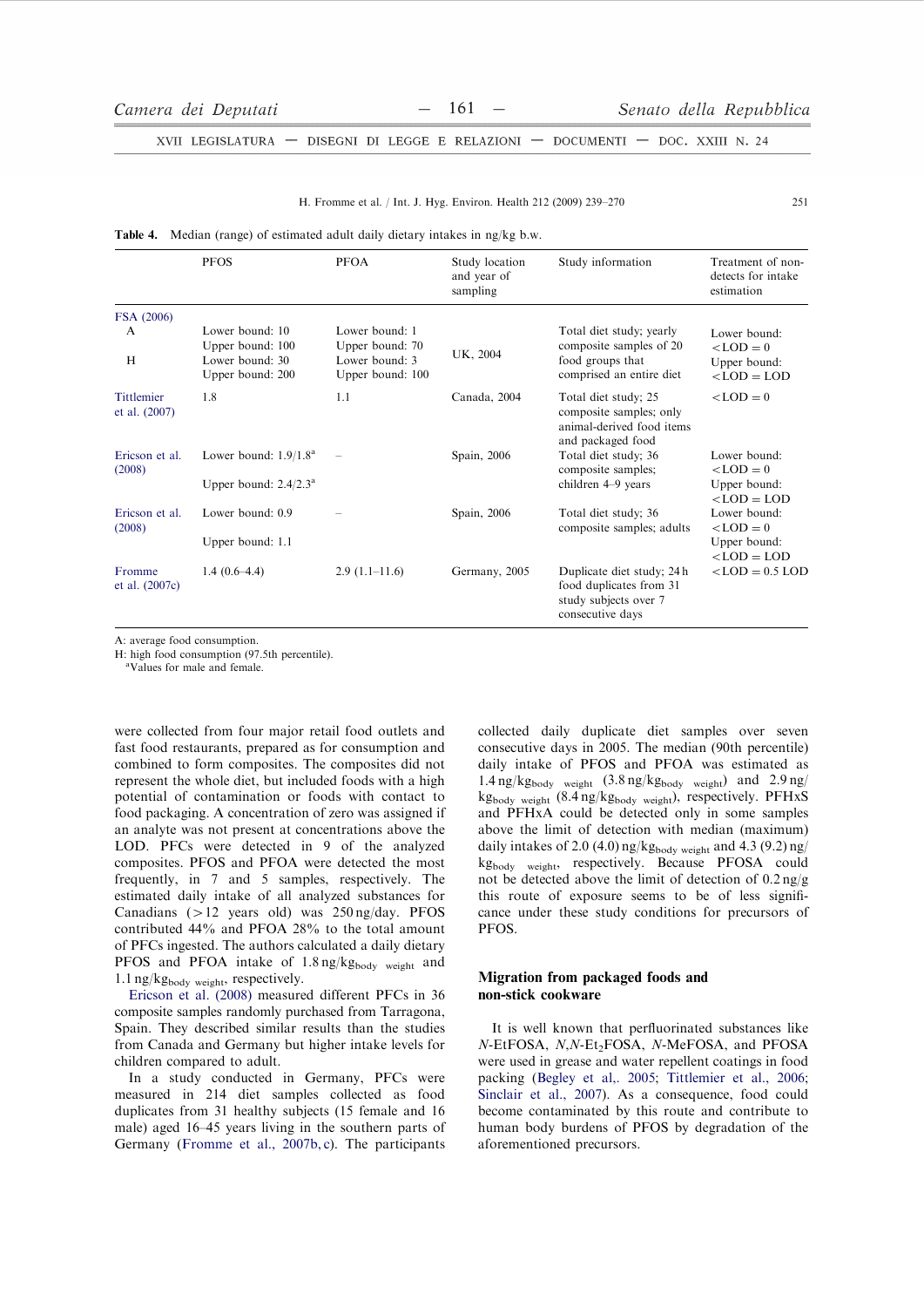**Table 4.** Median (range) of estimated adult daily dietary intakes in ng/kg b.w.

| | PFOS | PFOA | Study location and year of sampling | Study information | Treatment of non-detects for intake estimation |
|---|---|---|---|---|---|
| FSA (2006) | | | | | |
| A | Lower bound: 10<br>Upper bound: 100 | Lower bound: 1<br>Upper bound: 70 | UK, 2004 | Total diet study; yearly composite samples of 20 food groups that comprised an entire diet | Lower bound: <LOD = 0<br>Upper bound: <LOD = LOD |
| H | Lower bound: 30<br>Upper bound: 200 | Lower bound: 3<br>Upper bound: 100 | | | |
| Tittlemier et al. (2007) | 1.8 | 1.1 | Canada, 2004 | Total diet study; 25 composite samples; only animal-derived food items and packaged food | <LOD = 0 |
| Ericson et al. (2008) | Lower bound: 1.9/1.8[a]<br>Upper bound: 2.4/2.3[a] | – | Spain, 2006 | Total diet study; 36 composite samples; children 4–9 years | Lower bound: <LOD = 0<br>Upper bound: <LOD = LOD |
| Ericson et al. (2008) | Lower bound: 0.9<br>Upper bound: 1.1 | – | Spain, 2006 | Total diet study; 36 composite samples; adults | Lower bound: <LOD = 0<br>Upper bound: <LOD = LOD |
| Fromme et al. (2007c) | 1.4 (0.6–4.4) | 2.9 (1.1–11.6) | Germany, 2005 | Duplicate diet study; 24 h food duplicates from 31 study subjects over 7 consecutive days | <LOD = 0.5 LOD |

A: average food consumption.
H: high food consumption (97.5th percentile).
[a]Values for male and female.

were collected from four major retail food outlets and fast food restaurants, prepared as for consumption and combined to form composites. The composites did not represent the whole diet, but included foods with a high potential of contamination or foods with contact to food packaging. A concentration of zero was assigned if an analyte was not present at concentrations above the LOD. PFCs were detected in 9 of the analyzed composites. PFOS and PFOA were detected the most frequently, in 7 and 5 samples, respectively. The estimated daily intake of all analyzed substances for Canadians (>12 years old) was 250 ng/day. PFOS contributed 44% and PFOA 28% to the total amount of PFCs ingested. The authors calculated a daily dietary PFOS and PFOA intake of 1.8 $ng/kg_{body\ weight}$ and 1.1 $ng/kg_{body\ weight}$, respectively.

Ericson et al. (2008) measured different PFCs in 36 composite samples randomly purchased from Tarragona, Spain. They described similar results than the studies from Canada and Germany but higher intake levels for children compared to adult.

In a study conducted in Germany, PFCs were measured in 214 diet samples collected as food duplicates from 31 healthy subjects (15 female and 16 male) aged 16–45 years living in the southern parts of Germany (Fromme et al., 2007b, c). The participants collected daily duplicate diet samples over seven consecutive days in 2005. The median (90th percentile) daily intake of PFOS and PFOA was estimated as 1.4 $ng/kg_{body\ weight}$ (3.8 $ng/kg_{body\ weight}$) and 2.9 $ng/kg_{body\ weight}$ (8.4 $ng/kg_{body\ weight}$), respectively. PFHxS and PFHxA could be detected only in some samples above the limit of detection with median (maximum) daily intakes of 2.0 (4.0) $ng/kg_{body\ weight}$ and 4.3 (9.2) $ng/kg_{body\ weight}$, respectively. Because PFOSA could not be detected above the limit of detection of 0.2 ng/g this route of exposure seems to be of less significance under these study conditions for precursors of PFOS.

## Migration from packaged foods and non-stick cookware

It is well known that perfluorinated substances like *N*-EtFOSA, *N*,*N*-$Et_2$FOSA, *N*-MeFOSA, and PFOSA were used in grease and water repellent coatings in food packing (Begley et al,. 2005; Tittlemier et al., 2006; Sinclair et al., 2007). As a consequence, food could become contaminated by this route and contribute to human body burdens of PFOS by degradation of the aforementioned precursors.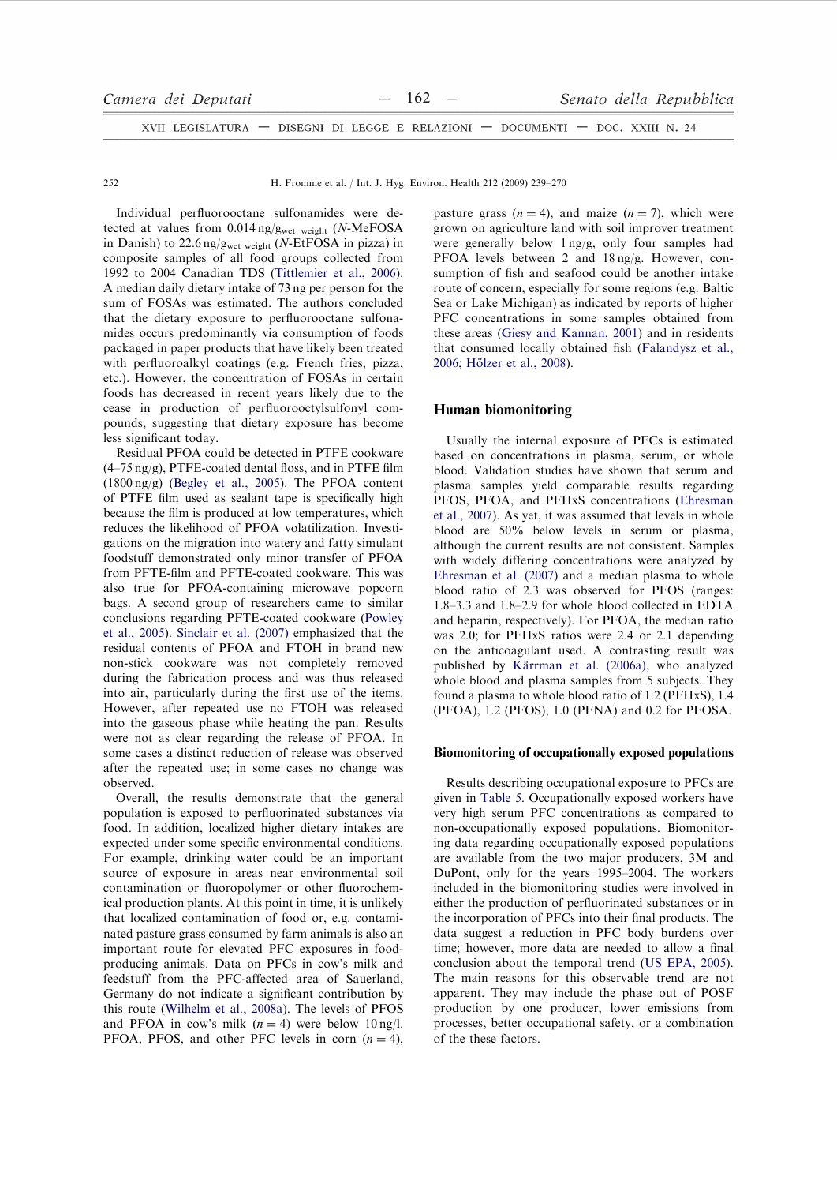Individual perfluorooctane sulfonamides were detected at values from 0.014 $ng/g_{wet\ weight}$ (*N*-MeFOSA in Danish) to 22.6 $ng/g_{wet\ weight}$ (*N*-EtFOSA in pizza) in composite samples of all food groups collected from 1992 to 2004 Canadian TDS (Tittlemier et al., 2006). A median daily dietary intake of 73 ng per person for the sum of FOSAs was estimated. The authors concluded that the dietary exposure to perfluorooctane sulfonamides occurs predominantly via consumption of foods packaged in paper products that have likely been treated with perfluoroalkyl coatings (e.g. French fries, pizza, etc.). However, the concentration of FOSAs in certain foods has decreased in recent years likely due to the cease in production of perfluorooctylsulfonyl compounds, suggesting that dietary exposure has become less significant today.

Residual PFOA could be detected in PTFE cookware (4–75 ng/g), PTFE-coated dental floss, and in PTFE film (1800 ng/g) (Begley et al., 2005). The PFOA content of PTFE film used as sealant tape is specifically high because the film is produced at low temperatures, which reduces the likelihood of PFOA volatilization. Investigations on the migration into watery and fatty simulant foodstuff demonstrated only minor transfer of PFOA from PFTE-film and PFTE-coated cookware. This was also true for PFOA-containing microwave popcorn bags. A second group of researchers came to similar conclusions regarding PFTE-coated cookware (Powley et al., 2005). Sinclair et al. (2007) emphasized that the residual contents of PFOA and FTOH in brand new non-stick cookware was not completely removed during the fabrication process and was thus released into air, particularly during the first use of the items. However, after repeated use no FTOH was released into the gaseous phase while heating the pan. Results were not as clear regarding the release of PFOA. In some cases a distinct reduction of release was observed after the repeated use; in some cases no change was observed.

Overall, the results demonstrate that the general population is exposed to perfluorinated substances via food. In addition, localized higher dietary intakes are expected under some specific environmental conditions. For example, drinking water could be an important source of exposure in areas near environmental soil contamination or fluoropolymer or other fluorochemical production plants. At this point in time, it is unlikely that localized contamination of food or, e.g. contaminated pasture grass consumed by farm animals is also an important route for elevated PFC exposures in food-producing animals. Data on PFCs in cow's milk and feedstuff from the PFC-affected area of Sauerland, Germany do not indicate a significant contribution by this route (Wilhelm et al., 2008a). The levels of PFOS and PFOA in cow's milk ($n = 4$) were below 10 ng/l. PFOA, PFOS, and other PFC levels in corn ($n = 4$), pasture grass ($n = 4$), and maize ($n = 7$), which were grown on agriculture land with soil improver treatment were generally below 1 ng/g, only four samples had PFOA levels between 2 and 18 ng/g. However, consumption of fish and seafood could be another intake route of concern, especially for some regions (e.g. Baltic Sea or Lake Michigan) as indicated by reports of higher PFC concentrations in some samples obtained from these areas (Giesy and Kannan, 2001) and in residents that consumed locally obtained fish (Falandysz et al., 2006; Hölzer et al., 2008).

## Human biomonitoring

Usually the internal exposure of PFCs is estimated based on concentrations in plasma, serum, or whole blood. Validation studies have shown that serum and plasma samples yield comparable results regarding PFOS, PFOA, and PFHxS concentrations (Ehresman et al., 2007). As yet, it was assumed that levels in whole blood are 50% below levels in serum or plasma, although the current results are not consistent. Samples with widely differing concentrations were analyzed by Ehresman et al. (2007) and a median plasma to whole blood ratio of 2.3 was observed for PFOS (ranges: 1.8–3.3 and 1.8–2.9 for whole blood collected in EDTA and heparin, respectively). For PFOA, the median ratio was 2.0; for PFHxS ratios were 2.4 or 2.1 depending on the anticoagulant used. A contrasting result was published by Kärrman et al. (2006a), who analyzed whole blood and plasma samples from 5 subjects. They found a plasma to whole blood ratio of 1.2 (PFHxS), 1.4 (PFOA), 1.2 (PFOS), 1.0 (PFNA) and 0.2 for PFOSA.

### Biomonitoring of occupationally exposed populations

Results describing occupational exposure to PFCs are given in Table 5. Occupationally exposed workers have very high serum PFC concentrations as compared to non-occupationally exposed populations. Biomonitoring data regarding occupationally exposed populations are available from the two major producers, 3M and DuPont, only for the years 1995–2004. The workers included in the biomonitoring studies were involved in either the production of perfluorinated substances or in the incorporation of PFCs into their final products. The data suggest a reduction in PFC body burdens over time; however, more data are needed to allow a final conclusion about the temporal trend (US EPA, 2005). The main reasons for this observable trend are not apparent. They may include the phase out of POSF production by one producer, lower emissions from processes, better occupational safety, or a combination of the these factors.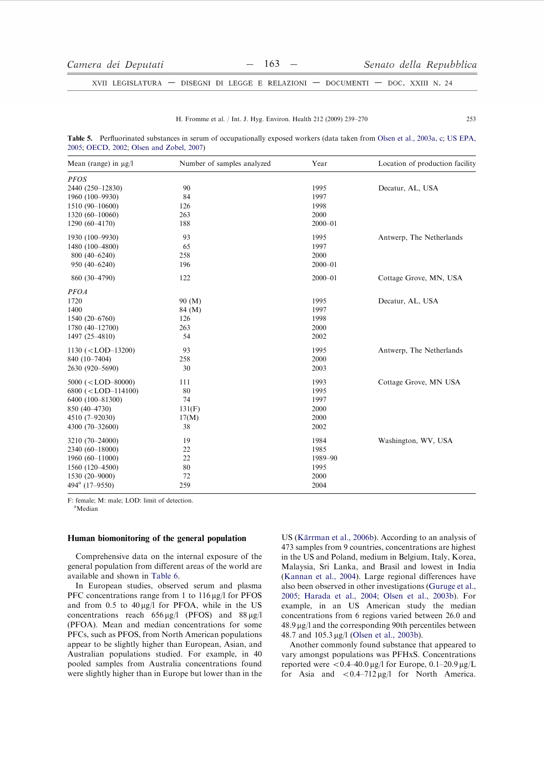**Table 5.** Perfluorinated substances in serum of occupationally exposed workers (data taken from Olsen et al., 2003a, c; US EPA, 2005; OECD, 2002; Olsen and Zobel, 2007)

| Mean (range) in μg/l | Number of samples analyzed | Year | Location of production facility |
|---|---|---|---|
| *PFOS* | | | |
| 2440 (250–12830) | 90 | 1995 | Decatur, AL, USA |
| 1960 (100–9930) | 84 | 1997 | |
| 1510 (90–10600) | 126 | 1998 | |
| 1320 (60–10060) | 263 | 2000 | |
| 1290 (60–4170) | 188 | 2000–01 | |
| 1930 (100–9930) | 93 | 1995 | Antwerp, The Netherlands |
| 1480 (100–4800) | 65 | 1997 | |
| 800 (40–6240) | 258 | 2000 | |
| 950 (40–6240) | 196 | 2000–01 | |
| 860 (30–4790) | 122 | 2000–01 | Cottage Grove, MN, USA |
| *PFOA* | | | |
| 1720 | 90 (M) | 1995 | Decatur, AL, USA |
| 1400 | 84 (M) | 1997 | |
| 1540 (20–6760) | 126 | 1998 | |
| 1780 (40–12700) | 263 | 2000 | |
| 1497 (25–4810) | 54 | 2002 | |
| 1130 (<LOD–13200) | 93 | 1995 | Antwerp, The Netherlands |
| 840 (10–7404) | 258 | 2000 | |
| 2630 (920–5690) | 30 | 2003 | |
| 5000 (<LOD–80000) | 111 | 1993 | Cottage Grove, MN USA |
| 6800 (<LOD–114100) | 80 | 1995 | |
| 6400 (100–81300) | 74 | 1997 | |
| 850 (40–4730) | 131(F) | 2000 | |
| 4510 (7–92030) | 17(M) | 2000 | |
| 4300 (70–32600) | 38 | 2002 | |
| 3210 (70–24000) | 19 | 1984 | Washington, WV, USA |
| 2340 (60–18000) | 22 | 1985 | |
| 1960 (60–11000) | 22 | 1989–90 | |
| 1560 (120–4500) | 80 | 1995 | |
| 1530 (20–9000) | 72 | 2000 | |
| 494[a] (17–9550) | 259 | 2004 | |

F: female; M: male; LOD: limit of detection.
[a]Median

## Human biomonitoring of the general population

Comprehensive data on the internal exposure of the general population from different areas of the world are available and shown in Table 6.

In European studies, observed serum and plasma PFC concentrations range from 1 to 116 μg/l for PFOS and from 0.5 to 40 μg/l for PFOA, while in the US concentrations reach 656 μg/l (PFOS) and 88 μg/l (PFOA). Mean and median concentrations for some PFCs, such as PFOS, from North American populations appear to be slightly higher than European, Asian, and Australian populations studied. For example, in 40 pooled samples from Australia concentrations found were slightly higher than in Europe but lower than in the US (Kärrman et al., 2006b). According to an analysis of 473 samples from 9 countries, concentrations are highest in the US and Poland, medium in Belgium, Italy, Korea, Malaysia, Sri Lanka, and Brasil and lowest in India (Kannan et al., 2004). Large regional differences have also been observed in other investigations (Guruge et al., 2005; Harada et al., 2004; Olsen et al., 2003b). For example, in an US American study the median concentrations from 6 regions varied between 26.0 and 48.9 μg/l and the corresponding 90th percentiles between 48.7 and 105.3 μg/l (Olsen et al., 2003b).

Another commonly found substance that appeared to vary amongst populations was PFHxS. Concentrations reported were <0.4–40.0 μg/l for Europe, 0.1–20.9 μg/L for Asia and <0.4–712 μg/l for North America.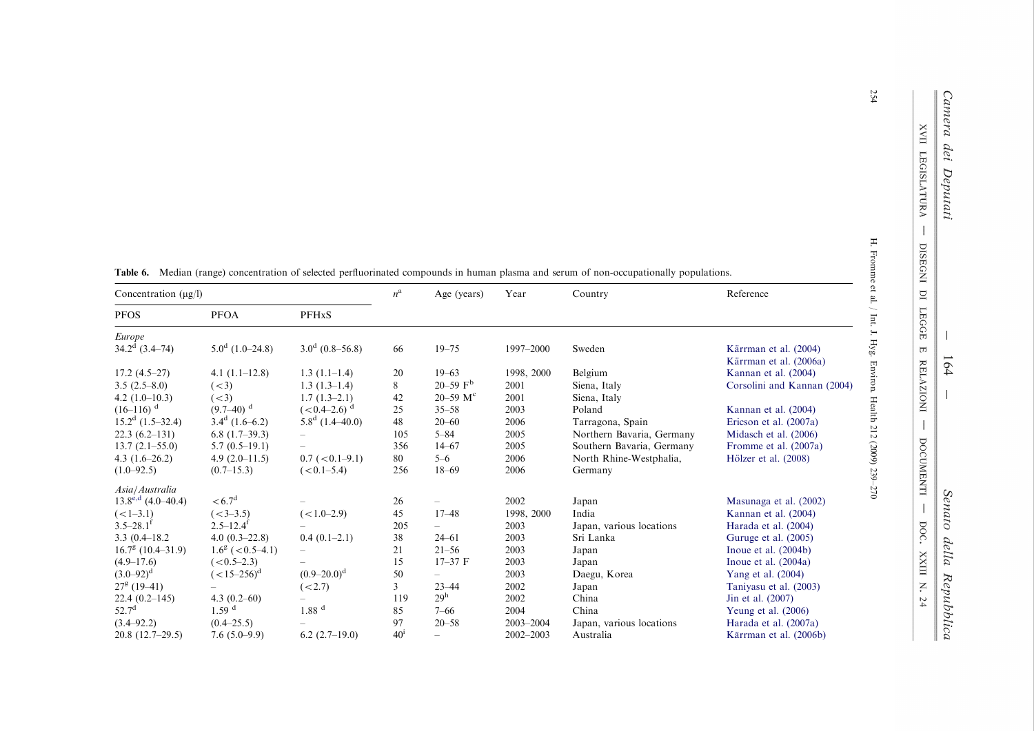**Table 6.** Median (range) concentration of selected perfluorinated compounds in human plasma and serum of non-occupationally populations.

| Concentration (µg/l) | | | $n$[a] | Age (years) | Year | Country | Reference |
|---|---|---|---|---|---|---|---|
| PFOS | PFOA | PFHxS | | | | | |
| *Europe* | | | | | | | |
| 34.2[d] (3.4–74) | 5.0[d] (1.0–24.8) | 3.0[d] (0.8–56.8) | 66 | 19–75 | 1997–2000 | Sweden | Kärrman et al. (2004) Kärrman et al. (2006a) |
| 17.2 (4.5–27) | 4.1 (1.1–12.8) | 1.3 (1.1–1.4) | 20 | 19–63 | 1998, 2000 | Belgium | Kannan et al. (2004) |
| 3.5 (2.5–8.0) | (<3) | 1.3 (1.3–1.4) | 8 | 20–59 F[b] | 2001 | Siena, Italy | Corsolini and Kannan (2004) |
| 4.2 (1.0–10.3) | (<3) | 1.7 (1.3–2.1) | 42 | 20–59 M[c] | 2001 | Siena, Italy | |
| (16–116)[d] | (9.7–40)[d] | (<0.4–2.6)[d] | 25 | 35–58 | 2003 | Poland | Kannan et al. (2004) |
| 15.2[d] (1.5–32.4) | 3.4[d] (1.6–6.2) | 5.8[d] (1.4–40.0) | 48 | 20–60 | 2006 | Tarragona, Spain | Ericson et al. (2007a) |
| 22.3 (6.2–131) | 6.8 (1.7–39.3) | – | 105 | 5–84 | 2005 | Northern Bavaria, Germany | Midasch et al. (2006) |
| 13.7 (2.1–55.0) | 5.7 (0.5–19.1) | – | 356 | 14–67 | 2005 | Southern Bavaria, Germany | Fromme et al. (2007a) |
| 4.3 (1.6–26.2) | 4.9 (2.0–11.5) | 0.7 (<0.1–9.1) | 80 | 5–6 | 2006 | North Rhine-Westphalia, | Hölzer et al. (2008) |
| (1.0–92.5) | (0.7–15.3) | (<0.1–5.4) | 256 | 18–69 | 2006 | Germany | |
| *Asia/Australia* | | | | | | | |
| 13.8[e,d] (4.0–40.4) | <6.7[d] | – | 26 | – | 2002 | Japan | Masunaga et al. (2002) |
| (<1–3.1) | (<3–3.5) | (<1.0–2.9) | 45 | 17–48 | 1998, 2000 | India | Kannan et al. (2004) |
| 3.5–28.1[f] | 2.5–12.4[f] | – | 205 | – | 2003 | Japan, various locations | Harada et al. (2004) |
| 3.3 (0.4–18.2 | 4.0 (0.3–22.8) | 0.4 (0.1–2.1) | 38 | 24–61 | 2003 | Sri Lanka | Guruge et al. (2005) |
| 16.7[g] (10.4–31.9) | 1.6[g] (<0.5–4.1) | – | 21 | 21–56 | 2003 | Japan | Inoue et al. (2004b) |
| (4.9–17.6) | (<0.5–2.3) | – | 15 | 17–37 F | 2003 | Japan | Inoue et al. (2004a) |
| (3.0–92)[d] | (<15–256)[d] | (0.9–20.0)[d] | 50 | – | 2003 | Daegu, Korea | Yang et al. (2004) |
| 27[g] (19–41) | – | (<2.7) | 3 | 23–44 | 2002 | Japan | Taniyasu et al. (2003) |
| 22.4 (0.2–145) | 4.3 (0.2–60) | – | 119 | 29[h] | 2002 | China | Jin et al. (2007) |
| 52.7[d] | 1.59[d] | 1.88[d] | 85 | 7–66 | 2004 | China | Yeung et al. (2006) |
| (3.4–92.2) | (0.4–25.5) | – | 97 | 20–58 | 2003–2004 | Japan, various locations | Harada et al. (2007a) |
| 20.8 (12.7–29.5) | 7.6 (5.0–9.9) | 6.2 (2.7–19.0) | 40[i] | – | 2002–2003 | Australia | Kärrman et al. (2006b) |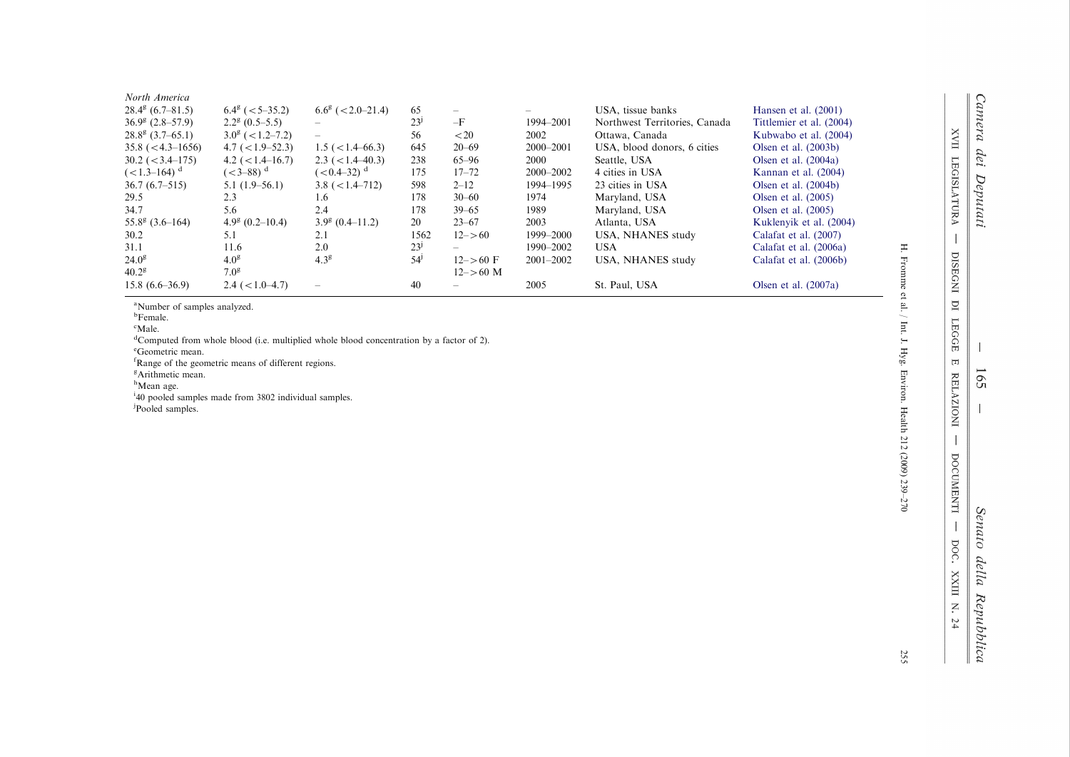| | | | | | | | |
|---|---|---|---|---|---|---|---|
| *North America* | | | | | | | |
| 28.4[g] (6.7–81.5) | 6.4[g] (<5–35.2) | 6.6[g] (<2.0–21.4) | 65 | – | – | USA, tissue banks | Hansen et al. (2001) |
| 36.9[g] (2.8–57.9) | 2.2[g] (0.5–5.5) | – | 23[j] | –F | 1994–2001 | Northwest Territories, Canada | Tittlemier et al. (2004) |
| 28.8[g] (3.7–65.1) | 3.0[g] (<1.2–7.2) | – | 56 | <20 | 2002 | Ottawa, Canada | Kubwabo et al. (2004) |
| 35.8 (<4.3–1656) | 4.7 (<1.9–52.3) | 1.5 (<1.4–66.3) | 645 | 20–69 | 2000–2001 | USA, blood donors, 6 cities | Olsen et al. (2003b) |
| 30.2 (<3.4–175) | 4.2 (<1.4–16.7) | 2.3 (<1.4–40.3) | 238 | 65–96 | 2000 | Seattle, USA | Olsen et al. (2004a) |
| (<1.3–164) [d] | (<3–88) [d] | (<0.4–32) [d] | 175 | 17–72 | 2000–2002 | 4 cities in USA | Kannan et al. (2004) |
| 36.7 (6.7–515) | 5.1 (1.9–56.1) | 3.8 (<1.4–712) | 598 | 2–12 | 1994–1995 | 23 cities in USA | Olsen et al. (2004b) |
| 29.5 | 2.3 | 1.6 | 178 | 30–60 | 1974 | Maryland, USA | Olsen et al. (2005) |
| 34.7 | 5.6 | 2.4 | 178 | 39–65 | 1989 | Maryland, USA | Olsen et al. (2005) |
| 55.8[g] (3.6–164) | 4.9[g] (0.2–10.4) | 3.9[g] (0.4–11.2) | 20 | 23–67 | 2003 | Atlanta, USA | Kuklenyik et al. (2004) |
| 30.2 | 5.1 | 2.1 | 1562 | 12–>60 | 1999–2000 | USA, NHANES study | Calafat et al. (2007) |
| 31.1 | 11.6 | 2.0 | 23[j] | – | 1990–2002 | USA | Calafat et al. (2006a) |
| 24.0[g] | 4.0[g] | 4.3[g] | 54[j] | 12–>60 F | 2001–2002 | USA, NHANES study | Calafat et al. (2006b) |
| 40.2[g] | 7.0[g] | | | 12–>60 M | | | |
| 15.8 (6.6–36.9) | 2.4 (<1.0–4.7) | – | 40 | – | 2005 | St. Paul, USA | Olsen et al. (2007a) |

[a]Number of samples analyzed.
[b]Female.
[c]Male.
[d]Computed from whole blood (i.e. multiplied whole blood concentration by a factor of 2).
[e]Geometric mean.
[f]Range of the geometric means of different regions.
[g]Arithmetic mean.
[h]Mean age.
[i]40 pooled samples made from 3802 individual samples.
[j]Pooled samples.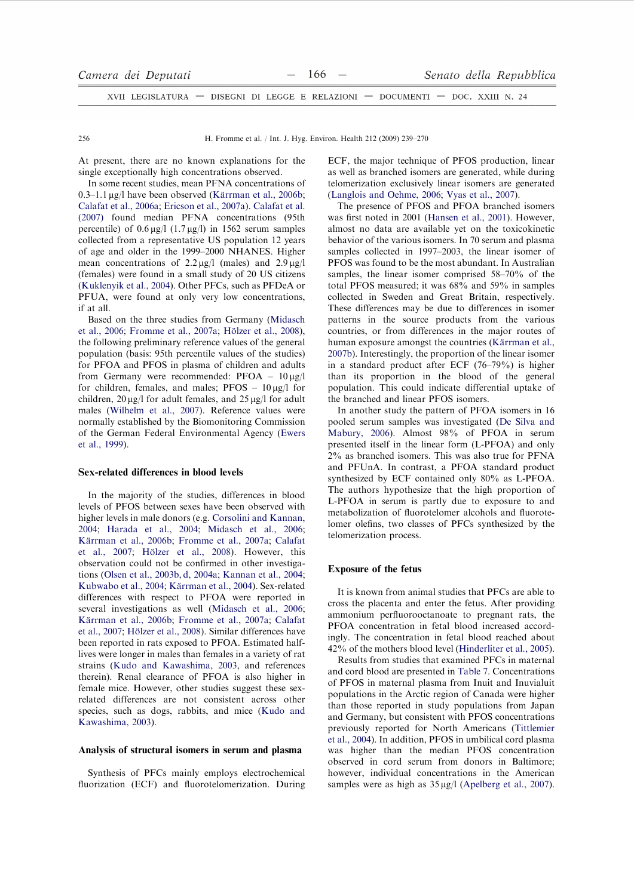At present, there are no known explanations for the single exceptionally high concentrations observed.

In some recent studies, mean PFNA concentrations of 0.3–1.1 μg/l have been observed (Kärrman et al., 2006b; Calafat et al., 2006a; Ericson et al., 2007a). Calafat et al. (2007) found median PFNA concentrations (95th percentile) of 0.6 μg/l (1.7 μg/l) in 1562 serum samples collected from a representative US population 12 years of age and older in the 1999–2000 NHANES. Higher mean concentrations of 2.2 μg/l (males) and 2.9 μg/l (females) were found in a small study of 20 US citizens (Kuklenyik et al., 2004). Other PFCs, such as PFDeA or PFUA, were found at only very low concentrations, if at all.

Based on the three studies from Germany (Midasch et al., 2006; Fromme et al., 2007a; Hölzer et al., 2008), the following preliminary reference values of the general population (basis: 95th percentile values of the studies) for PFOA and PFOS in plasma of children and adults from Germany were recommended: PFOA – 10 μg/l for children, females, and males; PFOS – 10 μg/l for children, 20 μg/l for adult females, and 25 μg/l for adult males (Wilhelm et al., 2007). Reference values were normally established by the Biomonitoring Commission of the German Federal Environmental Agency (Ewers et al., 1999).

## Sex-related differences in blood levels

In the majority of the studies, differences in blood levels of PFOS between sexes have been observed with higher levels in male donors (e.g. Corsolini and Kannan, 2004; Harada et al., 2004; Midasch et al., 2006; Kärrman et al., 2006b; Fromme et al., 2007a; Calafat et al., 2007; Hölzer et al., 2008). However, this observation could not be confirmed in other investigations (Olsen et al., 2003b, d, 2004a; Kannan et al., 2004; Kubwabo et al., 2004; Kärrman et al., 2004). Sex-related differences with respect to PFOA were reported in several investigations as well (Midasch et al., 2006; Kärrman et al., 2006b; Fromme et al., 2007a; Calafat et al., 2007; Hölzer et al., 2008). Similar differences have been reported in rats exposed to PFOA. Estimated half-lives were longer in males than females in a variety of rat strains (Kudo and Kawashima, 2003, and references therein). Renal clearance of PFOA is also higher in female mice. However, other studies suggest these sex-related differences are not consistent across other species, such as dogs, rabbits, and mice (Kudo and Kawashima, 2003).

## Analysis of structural isomers in serum and plasma

Synthesis of PFCs mainly employs electrochemical fluorization (ECF) and fluorotelomerization. During ECF, the major technique of PFOS production, linear as well as branched isomers are generated, while during telomerization exclusively linear isomers are generated (Langlois and Oehme, 2006; Vyas et al., 2007).

The presence of PFOS and PFOA branched isomers was first noted in 2001 (Hansen et al., 2001). However, almost no data are available yet on the toxicokinetic behavior of the various isomers. In 70 serum and plasma samples collected in 1997–2003, the linear isomer of PFOS was found to be the most abundant. In Australian samples, the linear isomer comprised 58–70% of the total PFOS measured; it was 68% and 59% in samples collected in Sweden and Great Britain, respectively. These differences may be due to differences in isomer patterns in the source products from the various countries, or from differences in the major routes of human exposure amongst the countries (Kärrman et al., 2007b). Interestingly, the proportion of the linear isomer in a standard product after ECF (76–79%) is higher than its proportion in the blood of the general population. This could indicate differential uptake of the branched and linear PFOS isomers.

In another study the pattern of PFOA isomers in 16 pooled serum samples was investigated (De Silva and Mabury, 2006). Almost 98% of PFOA in serum presented itself in the linear form (L-PFOA) and only 2% as branched isomers. This was also true for PFNA and PFUnA. In contrast, a PFOA standard product synthesized by ECF contained only 80% as L-PFOA. The authors hypothesize that the high proportion of L-PFOA in serum is partly due to exposure to and metabolization of fluorotelomer alcohols and fluorotelomer olefins, two classes of PFCs synthesized by the telomerization process.

## Exposure of the fetus

It is known from animal studies that PFCs are able to cross the placenta and enter the fetus. After providing ammonium perfluorooctanoate to pregnant rats, the PFOA concentration in fetal blood increased accordingly. The concentration in fetal blood reached about 42% of the mothers blood level (Hinderliter et al., 2005).

Results from studies that examined PFCs in maternal and cord blood are presented in Table 7. Concentrations of PFOS in maternal plasma from Inuit and Inuvialuit populations in the Arctic region of Canada were higher than those reported in study populations from Japan and Germany, but consistent with PFOS concentrations previously reported for North Americans (Tittlemier et al., 2004). In addition, PFOS in umbilical cord plasma was higher than the median PFOS concentration observed in cord serum from donors in Baltimore; however, individual concentrations in the American samples were as high as 35 μg/l (Apelberg et al., 2007).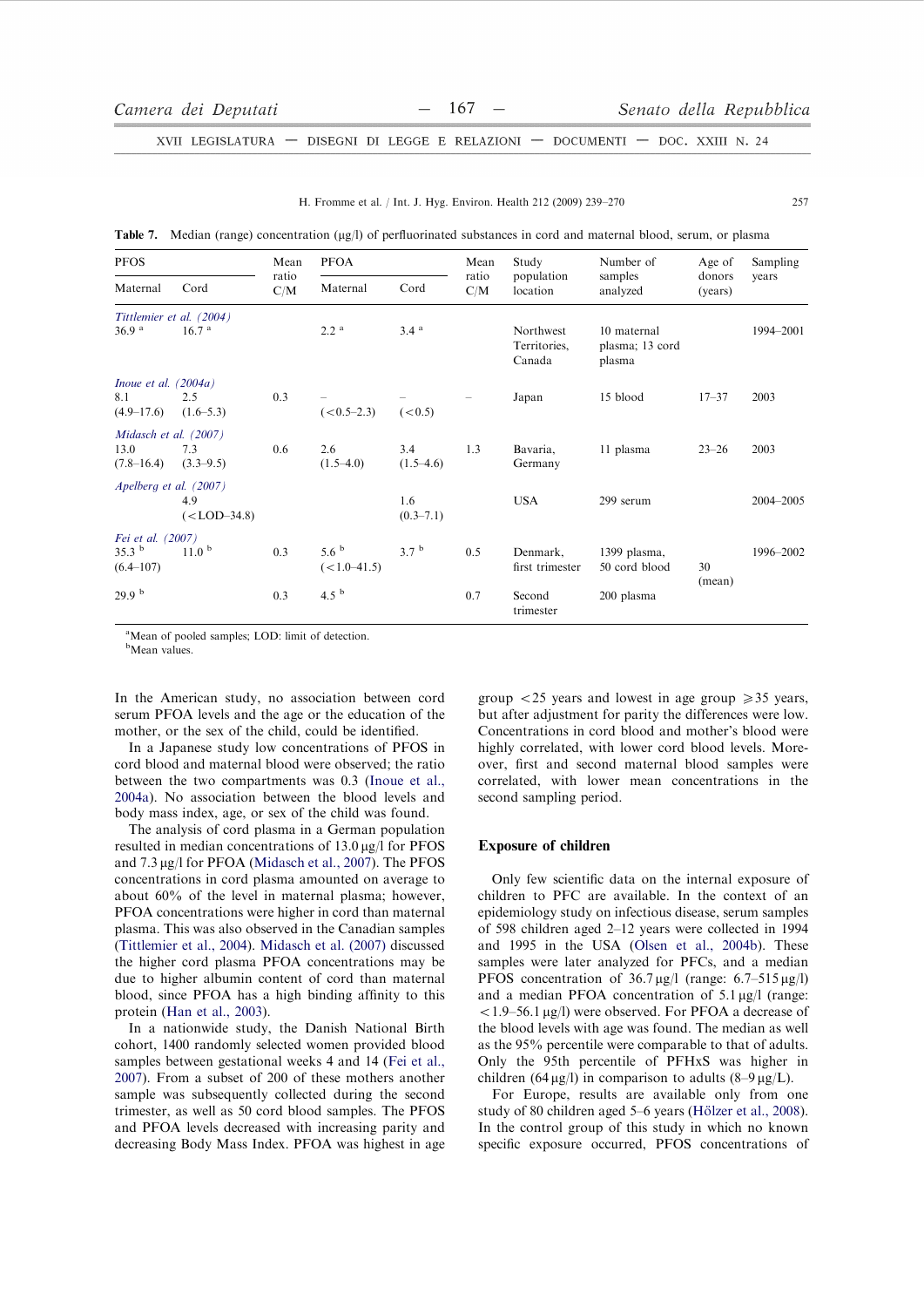**Table 7.** Median (range) concentration (μg/l) of perfluorinated substances in cord and maternal blood, serum, or plasma

| PFOS | | Mean ratio C/M | PFOA | | Mean ratio C/M | Study population location | Number of samples analyzed | Age of donors (years) | Sampling years |
|---|---|---|---|---|---|---|---|---|---|
| Maternal | Cord | | Maternal | Cord | | | | | |
| *Tittlemier et al. (2004)* | | | | | | | | | |
| 36.9 [a] | 16.7 [a] | | 2.2 [a] | 3.4 [a] | | Northwest Territories, Canada | 10 maternal plasma; 13 cord plasma | | 1994–2001 |
| *Inoue et al. (2004a)* | | | | | | | | | |
| 8.1 (4.9–17.6) | 2.5 (1.6–5.3) | 0.3 | – (<0.5–2.3) | – (<0.5) | – | Japan | 15 blood | 17–37 | 2003 |
| *Midasch et al. (2007)* | | | | | | | | | |
| 13.0 (7.8–16.4) | 7.3 (3.3–9.5) | 0.6 | 2.6 (1.5–4.0) | 3.4 (1.5–4.6) | 1.3 | Bavaria, Germany | 11 plasma | 23–26 | 2003 |
| *Apelberg et al. (2007)* | | | | | | | | | |
| | 4.9 (<LOD–34.8) | | | 1.6 (0.3–7.1) | | USA | 299 serum | | 2004–2005 |
| *Fei et al. (2007)* | | | | | | | | | |
| 35.3 [b] (6.4–107) | 11.0 [b] | 0.3 | 5.6 [b] (<1.0–41.5) | 3.7 [b] | 0.5 | Denmark, first trimester | 1399 plasma, 50 cord blood | 30 (mean) | 1996–2002 |
| 29.9 [b] | | 0.3 | 4.5 [b] | | 0.7 | Second trimester | 200 plasma | | |

[a]Mean of pooled samples; LOD: limit of detection.
[b]Mean values.

In the American study, no association between cord serum PFOA levels and the age or the education of the mother, or the sex of the child, could be identified.

In a Japanese study low concentrations of PFOS in cord blood and maternal blood were observed; the ratio between the two compartments was 0.3 (Inoue et al., 2004a). No association between the blood levels and body mass index, age, or sex of the child was found.

The analysis of cord plasma in a German population resulted in median concentrations of 13.0 μg/l for PFOS and 7.3 μg/l for PFOA (Midasch et al., 2007). The PFOS concentrations in cord plasma amounted on average to about 60% of the level in maternal plasma; however, PFOA concentrations were higher in cord than maternal plasma. This was also observed in the Canadian samples (Tittlemier et al., 2004). Midasch et al. (2007) discussed the higher cord plasma PFOA concentrations may be due to higher albumin content of cord than maternal blood, since PFOA has a high binding affinity to this protein (Han et al., 2003).

In a nationwide study, the Danish National Birth cohort, 1400 randomly selected women provided blood samples between gestational weeks 4 and 14 (Fei et al., 2007). From a subset of 200 of these mothers another sample was subsequently collected during the second trimester, as well as 50 cord blood samples. The PFOS and PFOA levels decreased with increasing parity and decreasing Body Mass Index. PFOA was highest in age group <25 years and lowest in age group ⩾35 years, but after adjustment for parity the differences were low. Concentrations in cord blood and mother's blood were highly correlated, with lower cord blood levels. Moreover, first and second maternal blood samples were correlated, with lower mean concentrations in the second sampling period.

## Exposure of children

Only few scientific data on the internal exposure of children to PFC are available. In the context of an epidemiology study on infectious disease, serum samples of 598 children aged 2–12 years were collected in 1994 and 1995 in the USA (Olsen et al., 2004b). These samples were later analyzed for PFCs, and a median PFOS concentration of 36.7 μg/l (range: 6.7–515 μg/l) and a median PFOA concentration of 5.1 μg/l (range: <1.9–56.1 μg/l) were observed. For PFOA a decrease of the blood levels with age was found. The median as well as the 95% percentile were comparable to that of adults. Only the 95th percentile of PFHxS was higher in children (64 μg/l) in comparison to adults (8–9 μg/L).

For Europe, results are available only from one study of 80 children aged 5–6 years (Hölzer et al., 2008). In the control group of this study in which no known specific exposure occurred, PFOS concentrations of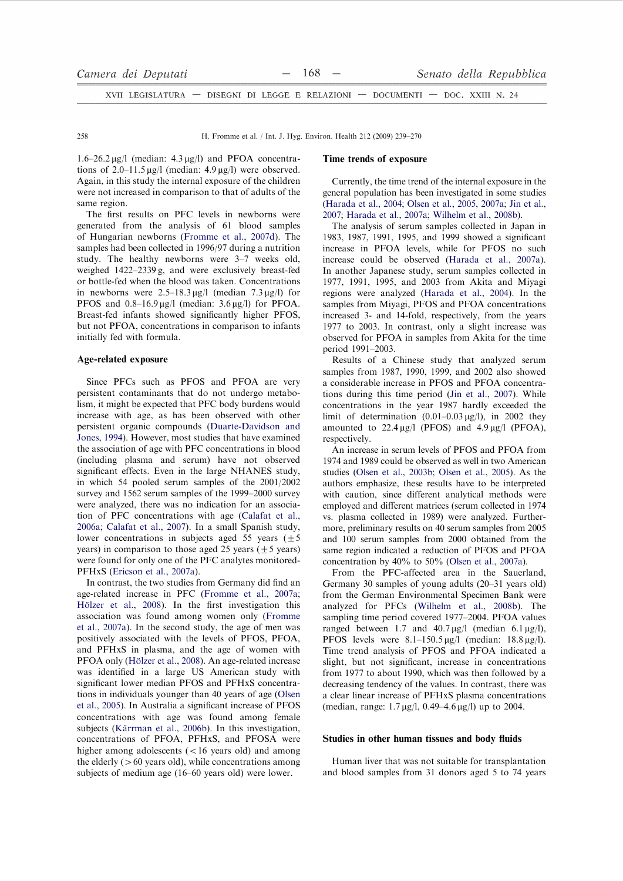1.6–26.2 µg/l (median: 4.3 µg/l) and PFOA concentrations of 2.0–11.5 µg/l (median: 4.9 µg/l) were observed. Again, in this study the internal exposure of the children were not increased in comparison to that of adults of the same region.

The first results on PFC levels in newborns were generated from the analysis of 61 blood samples of Hungarian newborns (Fromme et al., 2007d). The samples had been collected in 1996/97 during a nutrition study. The healthy newborns were 3–7 weeks old, weighed 1422–2339 g, and were exclusively breast-fed or bottle-fed when the blood was taken. Concentrations in newborns were 2.5–18.3 µg/l (median 7.3 µg/l) for PFOS and 0.8–16.9 µg/l (median: 3.6 µg/l) for PFOA. Breast-fed infants showed significantly higher PFOS, but not PFOA, concentrations in comparison to infants initially fed with formula.

## Age-related exposure

Since PFCs such as PFOS and PFOA are very persistent contaminants that do not undergo metabolism, it might be expected that PFC body burdens would increase with age, as has been observed with other persistent organic compounds (Duarte-Davidson and Jones, 1994). However, most studies that have examined the association of age with PFC concentrations in blood (including plasma and serum) have not observed significant effects. Even in the large NHANES study, in which 54 pooled serum samples of the 2001/2002 survey and 1562 serum samples of the 1999–2000 survey were analyzed, there was no indication for an association of PFC concentrations with age (Calafat et al., 2006a; Calafat et al., 2007). In a small Spanish study, lower concentrations in subjects aged 55 years (±5 years) in comparison to those aged 25 years (±5 years) were found for only one of the PFC analytes monitored-PFHxS (Ericson et al., 2007a).

In contrast, the two studies from Germany did find an age-related increase in PFC (Fromme et al., 2007a; Hölzer et al., 2008). In the first investigation this association was found among women only (Fromme et al., 2007a). In the second study, the age of men was positively associated with the levels of PFOS, PFOA, and PFHxS in plasma, and the age of women with PFOA only (Hölzer et al., 2008). An age-related increase was identified in a large US American study with significant lower median PFOS and PFHxS concentrations in individuals younger than 40 years of age (Olsen et al., 2005). In Australia a significant increase of PFOS concentrations with age was found among female subjects (Kärrman et al., 2006b). In this investigation, concentrations of PFOA, PFHxS, and PFOSA were higher among adolescents (<16 years old) and among the elderly (>60 years old), while concentrations among subjects of medium age (16–60 years old) were lower.

## Time trends of exposure

Currently, the time trend of the internal exposure in the general population has been investigated in some studies (Harada et al., 2004; Olsen et al., 2005, 2007a; Jin et al., 2007; Harada et al., 2007a; Wilhelm et al., 2008b).

The analysis of serum samples collected in Japan in 1983, 1987, 1991, 1995, and 1999 showed a significant increase in PFOA levels, while for PFOS no such increase could be observed (Harada et al., 2007a). In another Japanese study, serum samples collected in 1977, 1991, 1995, and 2003 from Akita and Miyagi regions were analyzed (Harada et al., 2004). In the samples from Miyagi, PFOS and PFOA concentrations increased 3- and 14-fold, respectively, from the years 1977 to 2003. In contrast, only a slight increase was observed for PFOA in samples from Akita for the time period 1991–2003.

Results of a Chinese study that analyzed serum samples from 1987, 1990, 1999, and 2002 also showed a considerable increase in PFOS and PFOA concentrations during this time period (Jin et al., 2007). While concentrations in the year 1987 hardly exceeded the limit of determination (0.01–0.03 µg/l), in 2002 they amounted to 22.4 µg/l (PFOS) and 4.9 µg/l (PFOA), respectively.

An increase in serum levels of PFOS and PFOA from 1974 and 1989 could be observed as well in two American studies (Olsen et al., 2003b; Olsen et al., 2005). As the authors emphasize, these results have to be interpreted with caution, since different analytical methods were employed and different matrices (serum collected in 1974 vs. plasma collected in 1989) were analyzed. Furthermore, preliminary results on 40 serum samples from 2005 and 100 serum samples from 2000 obtained from the same region indicated a reduction of PFOS and PFOA concentration by 40% to 50% (Olsen et al., 2007a).

From the PFC-affected area in the Sauerland, Germany 30 samples of young adults (20–31 years old) from the German Environmental Specimen Bank were analyzed for PFCs (Wilhelm et al., 2008b). The sampling time period covered 1977–2004. PFOA values ranged between 1.7 and 40.7 µg/l (median 6.1 µg/l), PFOS levels were 8.1–150.5 µg/l (median: 18.8 µg/l). Time trend analysis of PFOS and PFOA indicated a slight, but not significant, increase in concentrations from 1977 to about 1990, which was then followed by a decreasing tendency of the values. In contrast, there was a clear linear increase of PFHxS plasma concentrations (median, range: 1.7 µg/l, 0.49–4.6 µg/l) up to 2004.

## Studies in other human tissues and body fluids

Human liver that was not suitable for transplantation and blood samples from 31 donors aged 5 to 74 years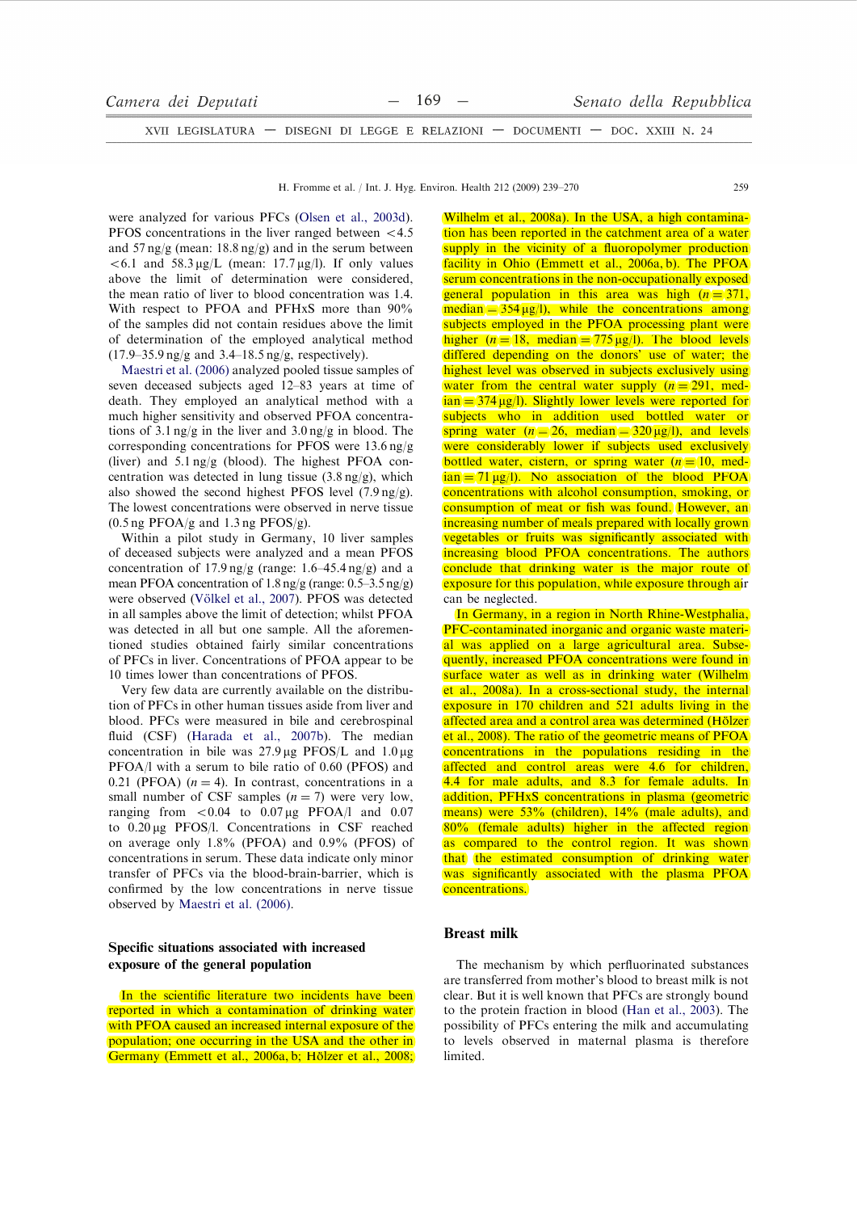were analyzed for various PFCs (Olsen et al., 2003d). PFOS concentrations in the liver ranged between <4.5 and 57 ng/g (mean: 18.8 ng/g) and in the serum between <6.1 and 58.3 μg/L (mean: 17.7 μg/l). If only values above the limit of determination were considered, the mean ratio of liver to blood concentration was 1.4. With respect to PFOA and PFHxS more than 90% of the samples did not contain residues above the limit of determination of the employed analytical method (17.9–35.9 ng/g and 3.4–18.5 ng/g, respectively).

Maestri et al. (2006) analyzed pooled tissue samples of seven deceased subjects aged 12–83 years at time of death. They employed an analytical method with a much higher sensitivity and observed PFOA concentrations of 3.1 ng/g in the liver and 3.0 ng/g in blood. The corresponding concentrations for PFOS were 13.6 ng/g (liver) and 5.1 ng/g (blood). The highest PFOA concentration was detected in lung tissue (3.8 ng/g), which also showed the second highest PFOS level (7.9 ng/g). The lowest concentrations were observed in nerve tissue (0.5 ng PFOA/g and 1.3 ng PFOS/g).

Within a pilot study in Germany, 10 liver samples of deceased subjects were analyzed and a mean PFOS concentration of 17.9 ng/g (range: 1.6–45.4 ng/g) and a mean PFOA concentration of 1.8 ng/g (range: 0.5–3.5 ng/g) were observed (Völkel et al., 2007). PFOS was detected in all samples above the limit of detection; whilst PFOA was detected in all but one sample. All the aforementioned studies obtained fairly similar concentrations of PFCs in liver. Concentrations of PFOA appear to be 10 times lower than concentrations of PFOS.

Very few data are currently available on the distribution of PFCs in other human tissues aside from liver and blood. PFCs were measured in bile and cerebrospinal fluid (CSF) (Harada et al., 2007b). The median concentration in bile was 27.9 μg PFOS/L and 1.0 μg PFOA/l with a serum to bile ratio of 0.60 (PFOS) and 0.21 (PFOA) ($n = 4$). In contrast, concentrations in a small number of CSF samples ($n = 7$) were very low, ranging from <0.04 to 0.07 μg PFOA/l and 0.07 to 0.20 μg PFOS/l. Concentrations in CSF reached on average only 1.8% (PFOA) and 0.9% (PFOS) of concentrations in serum. These data indicate only minor transfer of PFCs via the blood-brain-barrier, which is confirmed by the low concentrations in nerve tissue observed by Maestri et al. (2006).

## Specific situations associated with increased exposure of the general population

In the scientific literature two incidents have been reported in which a contamination of drinking water with PFOA caused an increased internal exposure of the population; one occurring in the USA and the other in Germany (Emmett et al., 2006a, b; Hölzer et al., 2008; Wilhelm et al., 2008a). In the USA, a high contamination has been reported in the catchment area of a water supply in the vicinity of a fluoropolymer production facility in Ohio (Emmett et al., 2006a, b). The PFOA serum concentrations in the non-occupationally exposed general population in this area was high ($n = 371$, median = 354 μg/l), while the concentrations among subjects employed in the PFOA processing plant were higher ($n = 18$, median = 775 μg/l). The blood levels differed depending on the donors' use of water; the highest level was observed in subjects exclusively using water from the central water supply ($n = 291$, median = 374 μg/l). Slightly lower levels were reported for subjects who in addition used bottled water or spring water ($n = 26$, median = 320 μg/l), and levels were considerably lower if subjects used exclusively bottled water, cistern, or spring water ($n = 10$, median = 71 μg/l). No association of the blood PFOA concentrations with alcohol consumption, smoking, or consumption of meat or fish was found. However, an increasing number of meals prepared with locally grown vegetables or fruits was significantly associated with increasing blood PFOA concentrations. The authors conclude that drinking water is the major route of exposure for this population, while exposure through air can be neglected.

In Germany, in a region in North Rhine-Westphalia, PFC-contaminated inorganic and organic waste material was applied on a large agricultural area. Subsequently, increased PFOA concentrations were found in surface water as well as in drinking water (Wilhelm et al., 2008a). In a cross-sectional study, the internal exposure in 170 children and 521 adults living in the affected area and a control area was determined (Hölzer et al., 2008). The ratio of the geometric means of PFOA concentrations in the populations residing in the affected and control areas were 4.6 for children, 4.4 for male adults, and 8.3 for female adults. In addition, PFHxS concentrations in plasma (geometric means) were 53% (children), 14% (male adults), and 80% (female adults) higher in the affected region as compared to the control region. It was shown that the estimated consumption of drinking water was significantly associated with the plasma PFOA concentrations.

## Breast milk

The mechanism by which perfluorinated substances are transferred from mother's blood to breast milk is not clear. But it is well known that PFCs are strongly bound to the protein fraction in blood (Han et al., 2003). The possibility of PFCs entering the milk and accumulating to levels observed in maternal plasma is therefore limited.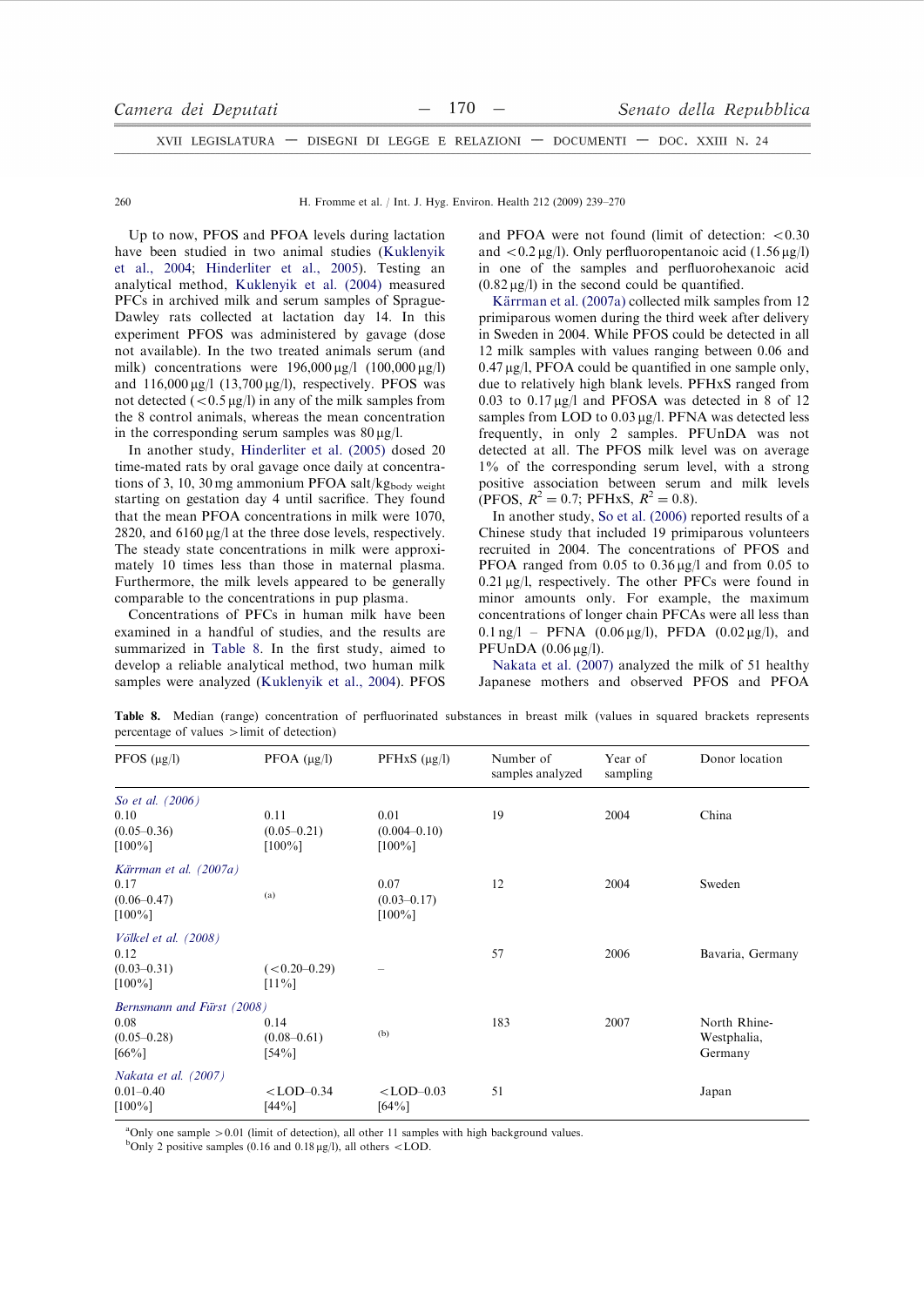Up to now, PFOS and PFOA levels during lactation have been studied in two animal studies (Kuklenyik et al., 2004; Hinderliter et al., 2005). Testing an analytical method, Kuklenyik et al. (2004) measured PFCs in archived milk and serum samples of Sprague-Dawley rats collected at lactation day 14. In this experiment PFOS was administered by gavage (dose not available). In the two treated animals serum (and milk) concentrations were 196,000 μg/l (100,000 μg/l) and 116,000 μg/l (13,700 μg/l), respectively. PFOS was not detected (<0.5 μg/l) in any of the milk samples from the 8 control animals, whereas the mean concentration in the corresponding serum samples was 80 μg/l.

In another study, Hinderliter et al. (2005) dosed 20 time-mated rats by oral gavage once daily at concentrations of 3, 10, 30 mg ammonium PFOA salt/$kg_{body\ weight}$ starting on gestation day 4 until sacrifice. They found that the mean PFOA concentrations in milk were 1070, 2820, and 6160 μg/l at the three dose levels, respectively. The steady state concentrations in milk were approximately 10 times less than those in maternal plasma. Furthermore, the milk levels appeared to be generally comparable to the concentrations in pup plasma.

Concentrations of PFCs in human milk have been examined in a handful of studies, and the results are summarized in Table 8. In the first study, aimed to develop a reliable analytical method, two human milk samples were analyzed (Kuklenyik et al., 2004). PFOS and PFOA were not found (limit of detection: <0.30 and <0.2 μg/l). Only perfluoropentanoic acid (1.56 μg/l) in one of the samples and perfluorohexanoic acid (0.82 μg/l) in the second could be quantified.

Kärrman et al. (2007a) collected milk samples from 12 primiparous women during the third week after delivery in Sweden in 2004. While PFOS could be detected in all 12 milk samples with values ranging between 0.06 and 0.47 μg/l, PFOA could be quantified in one sample only, due to relatively high blank levels. PFHxS ranged from 0.03 to 0.17 μg/l and PFOSA was detected in 8 of 12 samples from LOD to 0.03 μg/l. PFNA was detected less frequently, in only 2 samples. PFUnDA was not detected at all. The PFOS milk level was on average 1% of the corresponding serum level, with a strong positive association between serum and milk levels (PFOS, $R^2 = 0.7$; PFHxS, $R^2 = 0.8$).

In another study, So et al. (2006) reported results of a Chinese study that included 19 primiparous volunteers recruited in 2004. The concentrations of PFOS and PFOA ranged from 0.05 to 0.36 μg/l and from 0.05 to 0.21 μg/l, respectively. The other PFCs were found in minor amounts only. For example, the maximum concentrations of longer chain PFCAs were all less than 0.1 ng/l – PFNA (0.06 μg/l), PFDA (0.02 μg/l), and PFUnDA (0.06 μg/l).

Nakata et al. (2007) analyzed the milk of 51 healthy Japanese mothers and observed PFOS and PFOA

**Table 8.** Median (range) concentration of perfluorinated substances in breast milk (values in squared brackets represents percentage of values >limit of detection)

| PFOS (μg/l) | PFOA (μg/l) | PFHxS (μg/l) | Number of samples analyzed | Year of sampling | Donor location |
|---|---|---|---|---|---|
| *So et al. (2006)* | | | | | |
| 0.10 (0.05–0.36) [100%] | 0.11 (0.05–0.21) [100%] | 0.01 (0.004–0.10) [100%] | 19 | 2004 | China |
| *Kärrman et al. (2007a)* | | | | | |
| 0.17 (0.06–0.47) [100%] | [a] | 0.07 (0.03–0.17) [100%] | 12 | 2004 | Sweden |
| *Völkel et al. (2008)* | | | | | |
| 0.12 (0.03–0.31) [100%] | (<0.20–0.29) [11%] | – | 57 | 2006 | Bavaria, Germany |
| *Bernsmann and Fürst (2008)* | | | | | |
| 0.08 (0.05–0.28) [66%] | 0.14 (0.08–0.61) [54%] | [b] | 183 | 2007 | North Rhine-Westphalia, Germany |
| *Nakata et al. (2007)* | | | | | |
| 0.01–0.40 [100%] | <LOD–0.34 [44%] | <LOD–0.03 [64%] | 51 | | Japan |

[a] Only one sample >0.01 (limit of detection), all other 11 samples with high background values.
[b] Only 2 positive samples (0.16 and 0.18 μg/l), all others <LOD.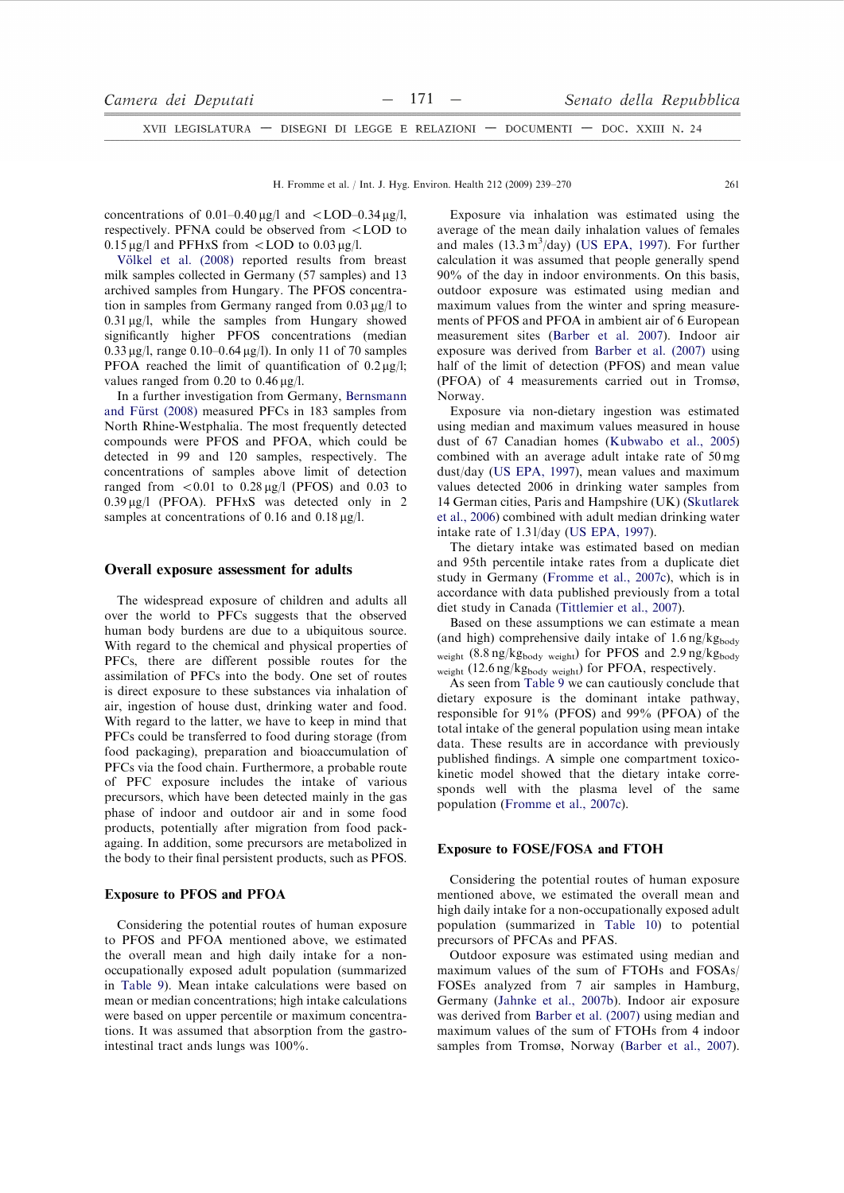concentrations of 0.01–0.40 μg/l and <LOD–0.34 μg/l, respectively. PFNA could be observed from <LOD to 0.15 μg/l and PFHxS from <LOD to 0.03 μg/l.

Völkel et al. (2008) reported results from breast milk samples collected in Germany (57 samples) and 13 archived samples from Hungary. The PFOS concentration in samples from Germany ranged from 0.03 μg/l to 0.31 μg/l, while the samples from Hungary showed significantly higher PFOS concentrations (median 0.33 μg/l, range 0.10–0.64 μg/l). In only 11 of 70 samples PFOA reached the limit of quantification of 0.2 μg/l; values ranged from 0.20 to 0.46 μg/l.

In a further investigation from Germany, Bernsmann and Fürst (2008) measured PFCs in 183 samples from North Rhine-Westphalia. The most frequently detected compounds were PFOS and PFOA, which could be detected in 99 and 120 samples, respectively. The concentrations of samples above limit of detection ranged from <0.01 to 0.28 μg/l (PFOS) and 0.03 to 0.39 μg/l (PFOA). PFHxS was detected only in 2 samples at concentrations of 0.16 and 0.18 μg/l.

## Overall exposure assessment for adults

The widespread exposure of children and adults all over the world to PFCs suggests that the observed human body burdens are due to a ubiquitous source. With regard to the chemical and physical properties of PFCs, there are different possible routes for the assimilation of PFCs into the body. One set of routes is direct exposure to these substances via inhalation of air, ingestion of house dust, drinking water and food. With regard to the latter, we have to keep in mind that PFCs could be transferred to food during storage (from food packaging), preparation and bioaccumulation of PFCs via the food chain. Furthermore, a probable route of PFC exposure includes the intake of various precursors, which have been detected mainly in the gas phase of indoor and outdoor air and in some food products, potentially after migration from food packaging. In addition, some precursors are metabolized in the body to their final persistent products, such as PFOS.

### Exposure to PFOS and PFOA

Considering the potential routes of human exposure to PFOS and PFOA mentioned above, we estimated the overall mean and high daily intake for a non-occupationally exposed adult population (summarized in Table 9). Mean intake calculations were based on mean or median concentrations; high intake calculations were based on upper percentile or maximum concentrations. It was assumed that absorption from the gastrointestinal tract and lungs was 100%.

Exposure via inhalation was estimated using the average of the mean daily inhalation values of females and males (13.3 $m^3$/day) (US EPA, 1997). For further calculation it was assumed that people generally spend 90% of the day in indoor environments. On this basis, outdoor exposure was estimated using median and maximum values from the winter and spring measurements of PFOS and PFOA in ambient air of 6 European measurement sites (Barber et al. 2007). Indoor air exposure was derived from Barber et al. (2007) using half of the limit of detection (PFOS) and mean value (PFOA) of 4 measurements carried out in Tromsø, Norway.

Exposure via non-dietary ingestion was estimated using median and maximum values measured in house dust of 67 Canadian homes (Kubwabo et al., 2005) combined with an average adult intake rate of 50 mg dust/day (US EPA, 1997), mean values and maximum values detected 2006 in drinking water samples from 14 German cities, Paris and Hampshire (UK) (Skutlarek et al., 2006) combined with adult median drinking water intake rate of 1.3 l/day (US EPA, 1997).

The dietary intake was estimated based on median and 95th percentile intake rates from a duplicate diet study in Germany (Fromme et al., 2007c), which is in accordance with data published previously from a total diet study in Canada (Tittlemier et al., 2007).

Based on these assumptions we can estimate a mean (and high) comprehensive daily intake of 1.6 $ng/kg_{body\ weight}$ (8.8 $ng/kg_{body\ weight}$) for PFOS and 2.9 $ng/kg_{body\ weight}$ (12.6 $ng/kg_{body\ weight}$) for PFOA, respectively.

As seen from Table 9 we can cautiously conclude that dietary exposure is the dominant intake pathway, responsible for 91% (PFOS) and 99% (PFOA) of the total intake of the general population using mean intake data. These results are in accordance with previously published findings. A simple one compartment toxicokinetic model showed that the dietary intake corresponds well with the plasma level of the same population (Fromme et al., 2007c).

### Exposure to FOSE/FOSA and FTOH

Considering the potential routes of human exposure mentioned above, we estimated the overall mean and high daily intake for a non-occupationally exposed adult population (summarized in Table 10) to potential precursors of PFCAs and PFAS.

Outdoor exposure was estimated using median and maximum values of the sum of FTOHs and FOSAs/FOSEs analyzed from 7 air samples in Hamburg, Germany (Jahnke et al., 2007b). Indoor air exposure was derived from Barber et al. (2007) using median and maximum values of the sum of FTOHs from 4 indoor samples from Tromsø, Norway (Barber et al., 2007).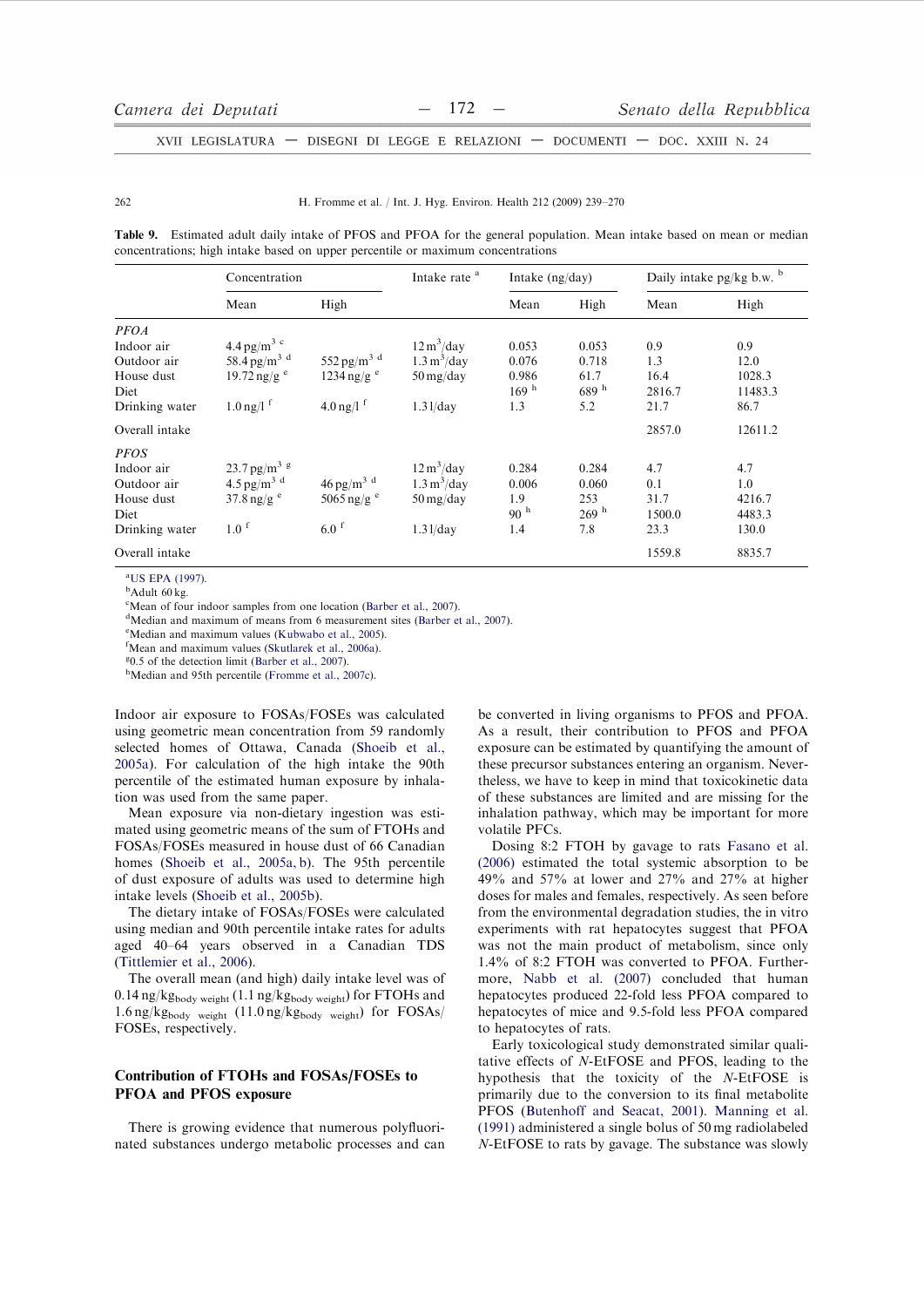**Table 9.** Estimated adult daily intake of PFOS and PFOA for the general population. Mean intake based on mean or median concentrations; high intake based on upper percentile or maximum concentrations

| | Concentration | | Intake rate [a] | Intake (ng/day) | | Daily intake pg/kg b.w. [b] | |
|---|---|---|---|---|---|---|---|
| | Mean | High | | Mean | High | Mean | High |
| *PFOA* | | | | | | | |
| Indoor air | 4.4 pg/m$^3$ [c] | | 12 m$^3$/day | 0.053 | 0.053 | 0.9 | 0.9 |
| Outdoor air | 58.4 pg/m$^3$ [d] | 552 pg/m$^3$ [d] | 1.3 m$^3$/day | 0.076 | 0.718 | 1.3 | 12.0 |
| House dust | 19.72 ng/g [e] | 1234 ng/g [e] | 50 mg/day | 0.986 | 61.7 | 16.4 | 1028.3 |
| Diet | | | | 169 [h] | 689 [h] | 2816.7 | 11483.3 |
| Drinking water | 1.0 ng/l [f] | 4.0 ng/l [f] | 1.3 l/day | 1.3 | 5.2 | 21.7 | 86.7 |
| Overall intake | | | | | | 2857.0 | 12611.2 |
| *PFOS* | | | | | | | |
| Indoor air | 23.7 pg/m$^3$ [g] | | 12 m$^3$/day | 0.284 | 0.284 | 4.7 | 4.7 |
| Outdoor air | 4.5 pg/m$^3$ [d] | 46 pg/m$^3$ [d] | 1.3 m$^3$/day | 0.006 | 0.060 | 0.1 | 1.0 |
| House dust | 37.8 ng/g [e] | 5065 ng/g [e] | 50 mg/day | 1.9 | 253 | 31.7 | 4216.7 |
| Diet | | | | 90 [h] | 269 [h] | 1500.0 | 4483.3 |
| Drinking water | 1.0 [f] | 6.0 [f] | 1.3 l/day | 1.4 | 7.8 | 23.3 | 130.0 |
| Overall intake | | | | | | 1559.8 | 8835.7 |

[a] US EPA (1997).
[b] Adult 60 kg.
[c] Mean of four indoor samples from one location (Barber et al., 2007).
[d] Median and maximum of means from 6 measurement sites (Barber et al., 2007).
[e] Median and maximum values (Kubwabo et al., 2005).
[f] Mean and maximum values (Skutlarek et al., 2006a).
[g] 0.5 of the detection limit (Barber et al., 2007).
[h] Median and 95th percentile (Fromme et al., 2007c).

Indoor air exposure to FOSAs/FOSEs was calculated using geometric mean concentration from 59 randomly selected homes of Ottawa, Canada (Shoeib et al., 2005a). For calculation of the high intake the 90th percentile of the estimated human exposure by inhalation was used from the same paper.

Mean exposure via non-dietary ingestion was estimated using geometric means of the sum of FTOHs and FOSAs/FOSEs measured in house dust of 66 Canadian homes (Shoeib et al., 2005a, b). The 95th percentile of dust exposure of adults was used to determine high intake levels (Shoeib et al., 2005b).

The dietary intake of FOSAs/FOSEs were calculated using median and 90th percentile intake rates for adults aged 40–64 years observed in a Canadian TDS (Tittlemier et al., 2006).

The overall mean (and high) daily intake level was of 0.14 $ng/kg_{body\ weight}$ (1.1 $ng/kg_{body\ weight}$) for FTOHs and 1.6 $ng/kg_{body\ weight}$ (11.0 $ng/kg_{body\ weight}$) for FOSAs/FOSEs, respectively.

## Contribution of FTOHs and FOSAs/FOSEs to PFOA and PFOS exposure

There is growing evidence that numerous polyfluorinated substances undergo metabolic processes and can be converted in living organisms to PFOS and PFOA. As a result, their contribution to PFOS and PFOA exposure can be estimated by quantifying the amount of these precursor substances entering an organism. Nevertheless, we have to keep in mind that toxicokinetic data of these substances are limited and are missing for the inhalation pathway, which may be important for more volatile PFCs.

Dosing 8:2 FTOH by gavage to rats Fasano et al. (2006) estimated the total systemic absorption to be 49% and 57% at lower and 27% and 27% at higher doses for males and females, respectively. As seen before from the environmental degradation studies, the in vitro experiments with rat hepatocytes suggest that PFOA was not the main product of metabolism, since only 1.4% of 8:2 FTOH was converted to PFOA. Furthermore, Nabb et al. (2007) concluded that human hepatocytes produced 22-fold less PFOA compared to hepatocytes of mice and 9.5-fold less PFOA compared to hepatocytes of rats.

Early toxicological study demonstrated similar qualitative effects of *N*-EtFOSE and PFOS, leading to the hypothesis that the toxicity of the *N*-EtFOSE is primarily due to the conversion to its final metabolite PFOS (Butenhoff and Seacat, 2001). Manning et al. (1991) administered a single bolus of 50 mg radiolabeled *N*-EtFOSE to rats by gavage. The substance was slowly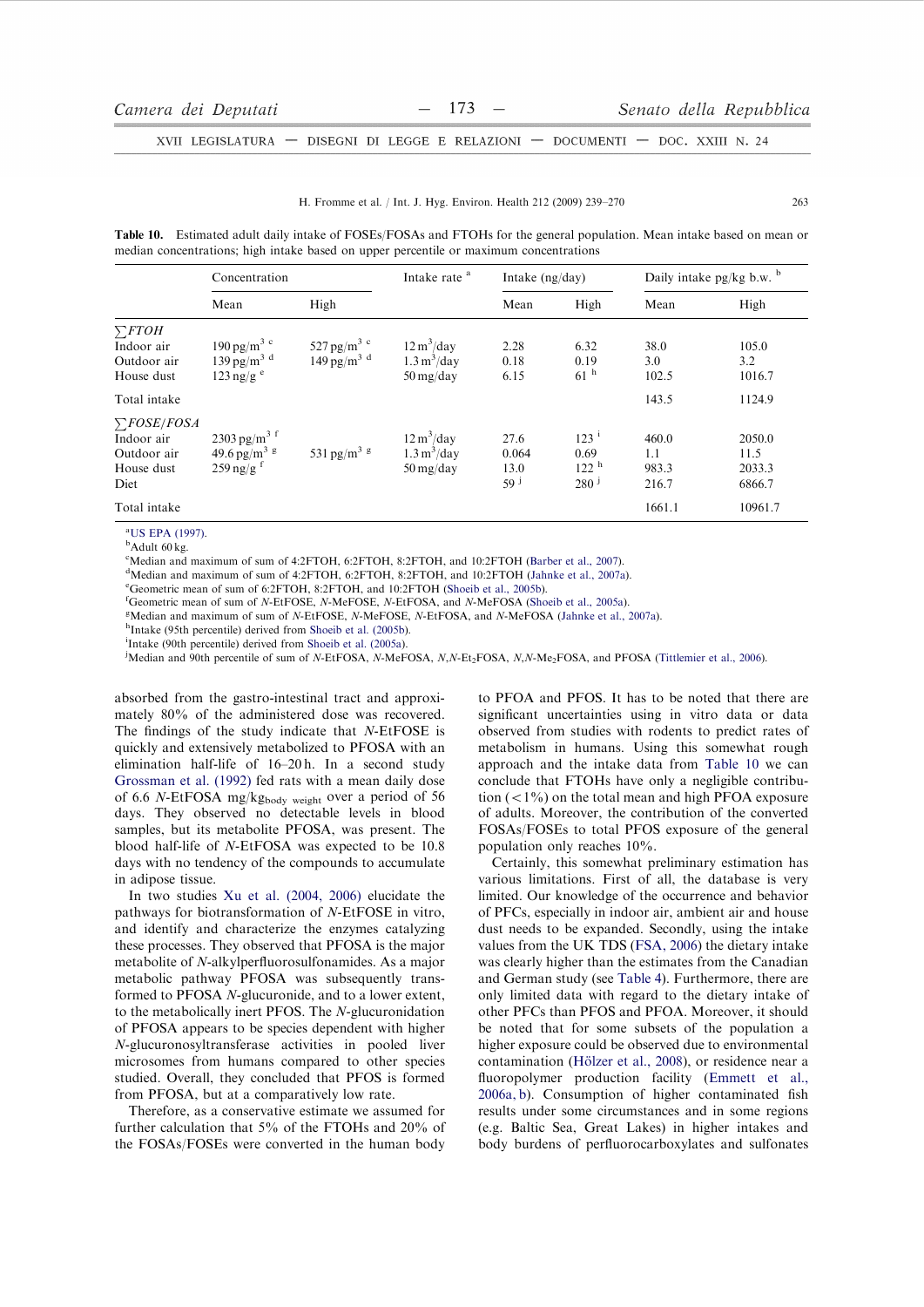**Table 10.** Estimated adult daily intake of FOSEs/FOSAs and FTOHs for the general population. Mean intake based on mean or median concentrations; high intake based on upper percentile or maximum concentrations

| | Concentration | | Intake rate [a] | Intake (ng/day) | | Daily intake pg/kg b.w. [b] | |
|---|---|---|---|---|---|---|---|
| | Mean | High | | Mean | High | Mean | High |
| *∑FTOH* | | | | | | | |
| Indoor air | 190 pg/m$^3$ [c] | 527 pg/m$^3$ [c] | 12 m$^3$/day | 2.28 | 6.32 | 38.0 | 105.0 |
| Outdoor air | 139 pg/m$^3$ [d] | 149 pg/m$^3$ [d] | 1.3 m$^3$/day | 0.18 | 0.19 | 3.0 | 3.2 |
| House dust | 123 ng/g [e] | | 50 mg/day | 6.15 | 61 [h] | 102.5 | 1016.7 |
| Total intake | | | | | | 143.5 | 1124.9 |
| *∑FOSE/FOSA* | | | | | | | |
| Indoor air | 2303 pg/m$^3$ [f] | | 12 m$^3$/day | 27.6 | 123 [i] | 460.0 | 2050.0 |
| Outdoor air | 49.6 pg/m$^3$ [g] | 531 pg/m$^3$ [g] | 1.3 m$^3$/day | 0.064 | 0.69 | 1.1 | 11.5 |
| House dust | 259 ng/g [f] | | 50 mg/day | 13.0 | 122 [h] | 983.3 | 2033.3 |
| Diet | | | | 59 [j] | 280 [j] | 216.7 | 6866.7 |
| Total intake | | | | | | 1661.1 | 10961.7 |

[a] US EPA (1997).
[b] Adult 60 kg.
[c] Median and maximum of sum of 4:2FTOH, 6:2FTOH, 8:2FTOH, and 10:2FTOH (Barber et al., 2007).
[d] Median and maximum of sum of 4:2FTOH, 6:2FTOH, 8:2FTOH, and 10:2FTOH (Jahnke et al., 2007a).
[e] Geometric mean of sum of 6:2FTOH, 8:2FTOH, and 10:2FTOH (Shoeib et al., 2005b).
[f] Geometric mean of sum of *N*-EtFOSE, *N*-MeFOSE, *N*-EtFOSA, and *N*-MeFOSA (Shoeib et al., 2005a).
[g] Median and maximum of sum of *N*-EtFOSE, *N*-MeFOSE, *N*-EtFOSA, and *N*-MeFOSA (Jahnke et al., 2007a).
[h] Intake (95th percentile) derived from Shoeib et al. (2005b).
[i] Intake (90th percentile) derived from Shoeib et al. (2005a).
[j] Median and 90th percentile of sum of *N*-EtFOSA, *N*-MeFOSA, *N,N*-$Et_2$FOSA, *N,N*-$Me_2$FOSA, and PFOSA (Tittlemier et al., 2006).

absorbed from the gastro-intestinal tract and approximately 80% of the administered dose was recovered. The findings of the study indicate that *N*-EtFOSE is quickly and extensively metabolized to PFOSA with an elimination half-life of 16–20 h. In a second study Grossman et al. (1992) fed rats with a mean daily dose of 6.6 *N*-EtFOSA mg/$kg_{body\ weight}$ over a period of 56 days. They observed no detectable levels in blood samples, but its metabolite PFOSA, was present. The blood half-life of *N*-EtFOSA was expected to be 10.8 days with no tendency of the compounds to accumulate in adipose tissue.

In two studies Xu et al. (2004, 2006) elucidate the pathways for biotransformation of *N*-EtFOSE in vitro, and identify and characterize the enzymes catalyzing these processes. They observed that PFOSA is the major metabolite of *N*-alkylperfluorosulfonamides. As a major metabolic pathway PFOSA was subsequently transformed to PFOSA *N*-glucuronide, and to a lower extent, to the metabolically inert PFOS. The *N*-glucuronidation of PFOSA appears to be species dependent with higher *N*-glucuronosyltransferase activities in pooled liver microsomes from humans compared to other species studied. Overall, they concluded that PFOS is formed from PFOSA, but at a comparatively low rate.

Therefore, as a conservative estimate we assumed for further calculation that 5% of the FTOHs and 20% of the FOSAs/FOSEs were converted in the human body to PFOA and PFOS. It has to be noted that there are significant uncertainties using in vitro data or data observed from studies with rodents to predict rates of metabolism in humans. Using this somewhat rough approach and the intake data from Table 10 we can conclude that FTOHs have only a negligible contribution (<1%) on the total mean and high PFOA exposure of adults. Moreover, the contribution of the converted FOSAs/FOSEs to total PFOS exposure of the general population only reaches 10%.

Certainly, this somewhat preliminary estimation has various limitations. First of all, the database is very limited. Our knowledge of the occurrence and behavior of PFCs, especially in indoor air, ambient air and house dust needs to be expanded. Secondly, using the intake values from the UK TDS (FSA, 2006) the dietary intake was clearly higher than the estimates from the Canadian and German study (see Table 4). Furthermore, there are only limited data with regard to the dietary intake of other PFCs than PFOS and PFOA. Moreover, it should be noted that for some subsets of the population a higher exposure could be observed due to environmental contamination (Hölzer et al., 2008), or residence near a fluoropolymer production facility (Emmett et al., 2006a, b). Consumption of higher contaminated fish results under some circumstances and in some regions (e.g. Baltic Sea, Great Lakes) in higher intakes and body burdens of perfluorocarboxylates and sulfonates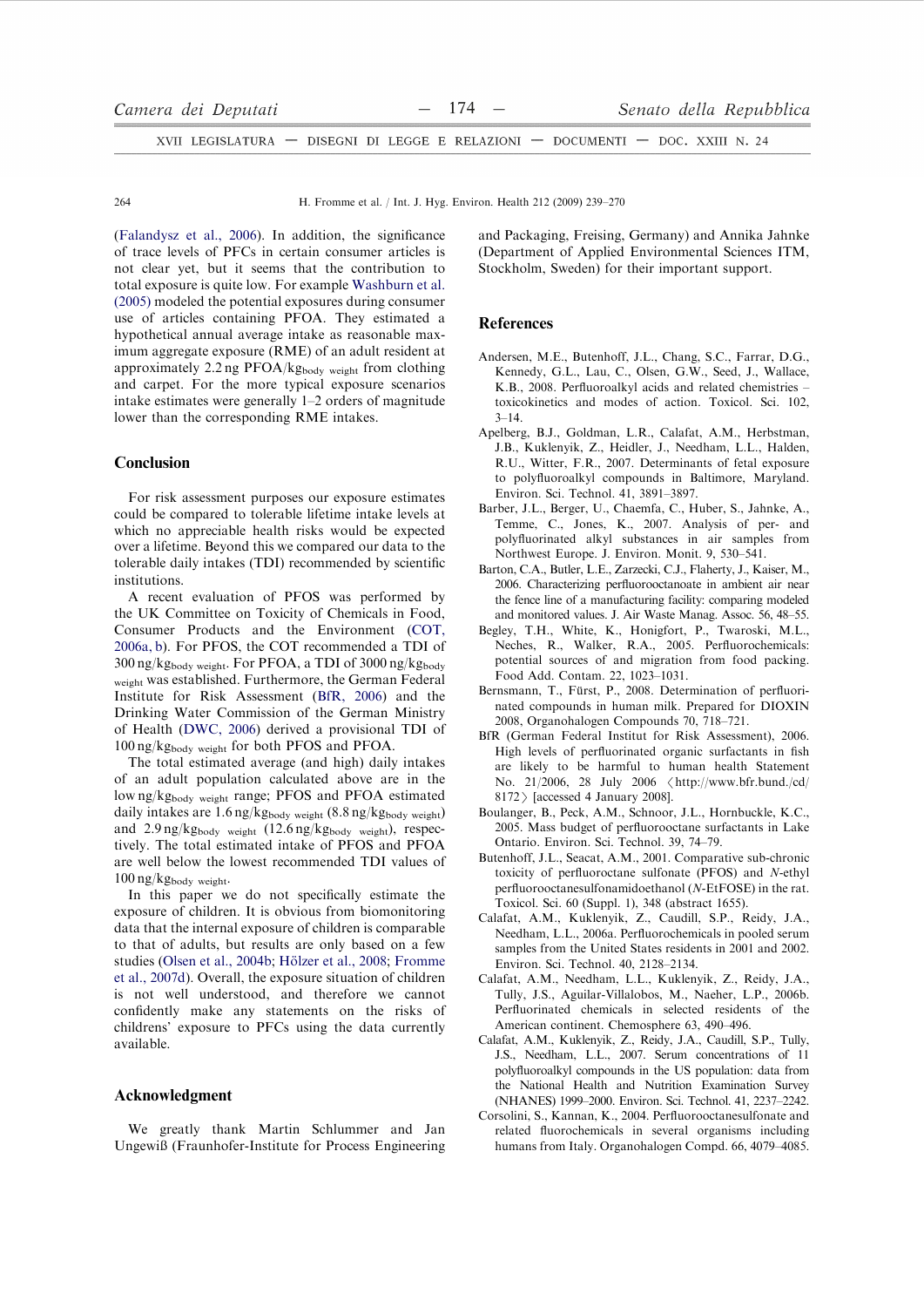(Falandysz et al., 2006). In addition, the significance of trace levels of PFCs in certain consumer articles is not clear yet, but it seems that the contribution to total exposure is quite low. For example Washburn et al. (2005) modeled the potential exposures during consumer use of articles containing PFOA. They estimated a hypothetical annual average intake as reasonable maximum aggregate exposure (RME) of an adult resident at approximately 2.2 ng PFOA/$kg_{body\ weight}$ from clothing and carpet. For the more typical exposure scenarios intake estimates were generally 1–2 orders of magnitude lower than the corresponding RME intakes.

## Conclusion

For risk assessment purposes our exposure estimates could be compared to tolerable lifetime intake levels at which no appreciable health risks would be expected over a lifetime. Beyond this we compared our data to the tolerable daily intakes (TDI) recommended by scientific institutions.

A recent evaluation of PFOS was performed by the UK Committee on Toxicity of Chemicals in Food, Consumer Products and the Environment (COT, 2006a, b). For PFOS, the COT recommended a TDI of 300 ng/$kg_{body\ weight}$. For PFOA, a TDI of 3000 ng/$kg_{body\ weight}$ was established. Furthermore, the German Federal Institute for Risk Assessment (BfR, 2006) and the Drinking Water Commission of the German Ministry of Health (DWC, 2006) derived a provisional TDI of 100 ng/$kg_{body\ weight}$ for both PFOS and PFOA.

The total estimated average (and high) daily intakes of an adult population calculated above are in the low ng/$kg_{body\ weight}$ range; PFOS and PFOA estimated daily intakes are 1.6 ng/$kg_{body\ weight}$ (8.8 ng/$kg_{body\ weight}$) and 2.9 ng/$kg_{body\ weight}$ (12.6 ng/$kg_{body\ weight}$), respectively. The total estimated intake of PFOS and PFOA are well below the lowest recommended TDI values of 100 ng/$kg_{body\ weight}$.

In this paper we do not specifically estimate the exposure of children. It is obvious from biomonitoring data that the internal exposure of children is comparable to that of adults, but results are only based on a few studies (Olsen et al., 2004b; Hölzer et al., 2008; Fromme et al., 2007d). Overall, the exposure situation of children is not well understood, and therefore we cannot confidently make any statements on the risks of childrens' exposure to PFCs using the data currently available.

## Acknowledgment

We greatly thank Martin Schlummer and Jan Ungewiß (Fraunhofer-Institute for Process Engineering and Packaging, Freising, Germany) and Annika Jahnke (Department of Applied Environmental Sciences ITM, Stockholm, Sweden) for their important support.

## References

Andersen, M.E., Butenhoff, J.L., Chang, S.C., Farrar, D.G., Kennedy, G.L., Lau, C., Olsen, G.W., Seed, J., Wallace, K.B., 2008. Perfluoroalkyl acids and related chemistries – toxicokinetics and modes of action. Toxicol. Sci. 102, 3–14.

Apelberg, B.J., Goldman, L.R., Calafat, A.M., Herbstman, J.B., Kuklenyik, Z., Heidler, J., Needham, L.L., Halden, R.U., Witter, F.R., 2007. Determinants of fetal exposure to polyfluoroalkyl compounds in Baltimore, Maryland. Environ. Sci. Technol. 41, 3891–3897.

Barber, J.L., Berger, U., Chaemfa, C., Huber, S., Jahnke, A., Temme, C., Jones, K., 2007. Analysis of per- and polyfluorinated alkyl substances in air samples from Northwest Europe. J. Environ. Monit. 9, 530–541.

Barton, C.A., Butler, L.E., Zarzecki, C.J., Flaherty, J., Kaiser, M., 2006. Characterizing perfluorooctanoate in ambient air near the fence line of a manufacturing facility: comparing modeled and monitored values. J. Air Waste Manag. Assoc. 56, 48–55.

Begley, T.H., White, K., Honigfort, P., Twaroski, M.L., Neches, R., Walker, R.A., 2005. Perfluorochemicals: potential sources of and migration from food packing. Food Add. Contam. 22, 1023–1031.

Bernsmann, T., Fürst, P., 2008. Determination of perfluorinated compounds in human milk. Prepared for DIOXIN 2008, Organohalogen Compounds 70, 718–721.

BfR (German Federal Institut for Risk Assessment), 2006. High levels of perfluorinated organic surfactants in fish are likely to be harmful to human health Statement No. 21/2006, 28 July 2006 〈http://www.bfr.bund./cd/8172〉 [accessed 4 January 2008].

Boulanger, B., Peck, A.M., Schnoor, J.L., Hornbuckle, K.C., 2005. Mass budget of perfluorooctane surfactants in Lake Ontario. Environ. Sci. Technol. 39, 74–79.

Butenhoff, J.L., Seacat, A.M., 2001. Comparative sub-chronic toxicity of perfluoroctane sulfonate (PFOS) and *N*-ethyl perfluorooctanesulfonamidoethanol (*N*-EtFOSE) in the rat. Toxicol. Sci. 60 (Suppl. 1), 348 (abstract 1655).

Calafat, A.M., Kuklenyik, Z., Caudill, S.P., Reidy, J.A., Needham, L.L., 2006a. Perfluorochemicals in pooled serum samples from the United States residents in 2001 and 2002. Environ. Sci. Technol. 40, 2128–2134.

Calafat, A.M., Needham, L.L., Kuklenyik, Z., Reidy, J.A., Tully, J.S., Aguilar-Villalobos, M., Naeher, L.P., 2006b. Perfluorinated chemicals in selected residents of the American continent. Chemosphere 63, 490–496.

Calafat, A.M., Kuklenyik, Z., Reidy, J.A., Caudill, S.P., Tully, J.S., Needham, L.L., 2007. Serum concentrations of 11 polyfluoroalkyl compounds in the US population: data from the National Health and Nutrition Examination Survey (NHANES) 1999–2000. Environ. Sci. Technol. 41, 2237–2242.

Corsolini, S., Kannan, K., 2004. Perfluorooctanesulfonate and related fluorochemicals in several organisms including humans from Italy. Organohalogen Compd. 66, 4079–4085.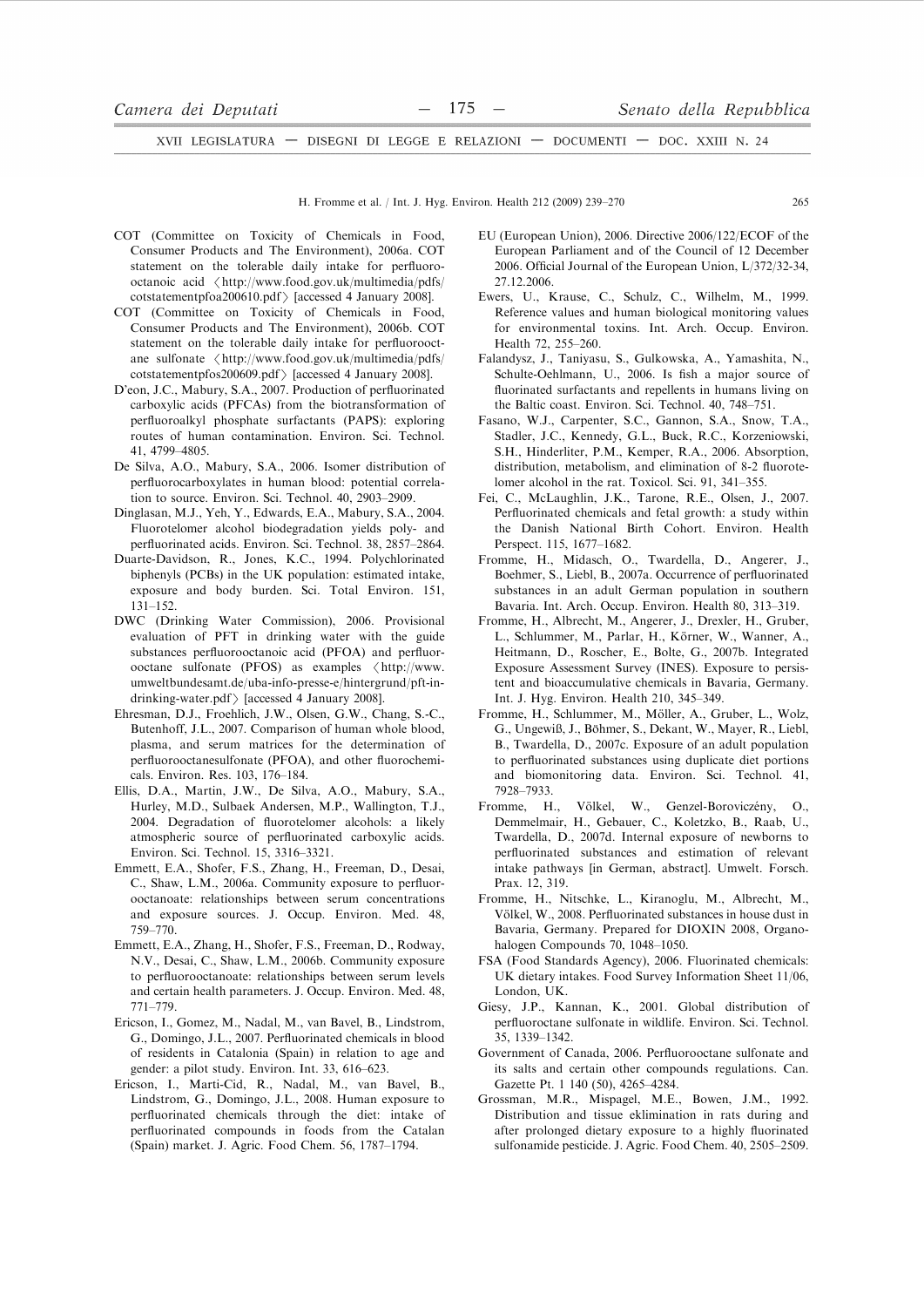COT (Committee on Toxicity of Chemicals in Food, Consumer Products and The Environment), 2006a. COT statement on the tolerable daily intake for perfluorooctanoic acid 〈http://www.food.gov.uk/multimedia/pdfs/cotstatementpfoa200610.pdf〉 [accessed 4 January 2008].

COT (Committee on Toxicity of Chemicals in Food, Consumer Products and The Environment), 2006b. COT statement on the tolerable daily intake for perfluorooctane sulfonate 〈http://www.food.gov.uk/multimedia/pdfs/cotstatementpfos200609.pdf〉 [accessed 4 January 2008].

D'eon, J.C., Mabury, S.A., 2007. Production of perfluorinated carboxylic acids (PFCAs) from the biotransformation of perfluoroalkyl phosphate surfactants (PAPS): exploring routes of human contamination. Environ. Sci. Technol. 41, 4799–4805.

De Silva, A.O., Mabury, S.A., 2006. Isomer distribution of perfluorocarboxylates in human blood: potential correlation to source. Environ. Sci. Technol. 40, 2903–2909.

Dinglasan, M.J., Yeh, Y., Edwards, E.A., Mabury, S.A., 2004. Fluorotelomer alcohol biodegradation yields poly- and perfluorinated acids. Environ. Sci. Technol. 38, 2857–2864.

Duarte-Davidson, R., Jones, K.C., 1994. Polychlorinated biphenyls (PCBs) in the UK population: estimated intake, exposure and body burden. Sci. Total Environ. 151, 131–152.

DWC (Drinking Water Commission), 2006. Provisional evaluation of PFT in drinking water with the guide substances perfluorooctanoic acid (PFOA) and perfluorooctane sulfonate (PFOS) as examples 〈http://www.umweltbundesamt.de/uba-info-presse-e/hintergrund/pft-in-drinking-water.pdf〉 [accessed 4 January 2008].

Ehresman, D.J., Froehlich, J.W., Olsen, G.W., Chang, S.-C., Butenhoff, J.L., 2007. Comparison of human whole blood, plasma, and serum matrices for the determination of perfluorooctanesulfonate (PFOA), and other fluorochemicals. Environ. Res. 103, 176–184.

Ellis, D.A., Martin, J.W., De Silva, A.O., Mabury, S.A., Hurley, M.D., Sulbaek Andersen, M.P., Wallington, T.J., 2004. Degradation of fluorotelomer alcohols: a likely atmospheric source of perfluorinated carboxylic acids. Environ. Sci. Technol. 15, 3316–3321.

Emmett, E.A., Shofer, F.S., Zhang, H., Freeman, D., Desai, C., Shaw, L.M., 2006a. Community exposure to perfluorooctanoate: relationships between serum concentrations and exposure sources. J. Occup. Environ. Med. 48, 759–770.

Emmett, E.A., Zhang, H., Shofer, F.S., Freeman, D., Rodway, N.V., Desai, C., Shaw, L.M., 2006b. Community exposure to perfluorooctanoate: relationships between serum levels and certain health parameters. J. Occup. Environ. Med. 48, 771–779.

Ericson, I., Gomez, M., Nadal, M., van Bavel, B., Lindstrom, G., Domingo, J.L., 2007. Perfluorinated chemicals in blood of residents in Catalonia (Spain) in relation to age and gender: a pilot study. Environ. Int. 33, 616–623.

Ericson, I., Marti-Cid, R., Nadal, M., van Bavel, B., Lindstrom, G., Domingo, J.L., 2008. Human exposure to perfluorinated chemicals through the diet: intake of perfluorinated compounds in foods from the Catalan (Spain) market. J. Agric. Food Chem. 56, 1787–1794.

EU (European Union), 2006. Directive 2006/122/ECOF of the European Parliament and of the Council of 12 December 2006. Official Journal of the European Union, L/372/32-34, 27.12.2006.

Ewers, U., Krause, C., Schulz, C., Wilhelm, M., 1999. Reference values and human biological monitoring values for environmental toxins. Int. Arch. Occup. Environ. Health 72, 255–260.

Falandysz, J., Taniyasu, S., Gulkowska, A., Yamashita, N., Schulte-Oehlmann, U., 2006. Is fish a major source of fluorinated surfactants and repellents in humans living on the Baltic coast. Environ. Sci. Technol. 40, 748–751.

Fasano, W.J., Carpenter, S.C., Gannon, S.A., Snow, T.A., Stadler, J.C., Kennedy, G.L., Buck, R.C., Korzeniowski, S.H., Hinderliter, P.M., Kemper, R.A., 2006. Absorption, distribution, metabolism, and elimination of 8-2 fluorotelomer alcohol in the rat. Toxicol. Sci. 91, 341–355.

Fei, C., McLaughlin, J.K., Tarone, R.E., Olsen, J., 2007. Perfluorinated chemicals and fetal growth: a study within the Danish National Birth Cohort. Environ. Health Perspect. 115, 1677–1682.

Fromme, H., Midasch, O., Twardella, D., Angerer, J., Boehmer, S., Liebl, B., 2007a. Occurrence of perfluorinated substances in an adult German population in southern Bavaria. Int. Arch. Occup. Environ. Health 80, 313–319.

Fromme, H., Albrecht, M., Angerer, J., Drexler, H., Gruber, L., Schlummer, M., Parlar, H., Körner, W., Wanner, A., Heitmann, D., Roscher, E., Bolte, G., 2007b. Integrated Exposure Assessment Survey (INES). Exposure to persistent and bioaccumulative chemicals in Bavaria, Germany. Int. J. Hyg. Environ. Health 210, 345–349.

Fromme, H., Schlummer, M., Möller, A., Gruber, L., Wolz, G., Ungewiß, J., Böhmer, S., Dekant, W., Mayer, R., Liebl, B., Twardella, D., 2007c. Exposure of an adult population to perfluorinated substances using duplicate diet portions and biomonitoring data. Environ. Sci. Technol. 41, 7928–7933.

Fromme, H., Völkel, W., Genzel-Boroviczény, O., Demmelmair, H., Gebauer, C., Koletzko, B., Raab, U., Twardella, D., 2007d. Internal exposure of newborns to perfluorinated substances and estimation of relevant intake pathways [in German, abstract]. Umwelt. Forsch. Prax. 12, 319.

Fromme, H., Nitschke, L., Kiranoglu, M., Albrecht, M., Völkel, W., 2008. Perfluorinated substances in house dust in Bavaria, Germany. Prepared for DIOXIN 2008, Organohalogen Compounds 70, 1048–1050.

FSA (Food Standards Agency), 2006. Fluorinated chemicals: UK dietary intakes. Food Survey Information Sheet 11/06, London, UK.

Giesy, J.P., Kannan, K., 2001. Global distribution of perfluoroctane sulfonate in wildlife. Environ. Sci. Technol. 35, 1339–1342.

Government of Canada, 2006. Perfluorooctane sulfonate and its salts and certain other compounds regulations. Can. Gazette Pt. 1 140 (50), 4265–4284.

Grossman, M.R., Mispagel, M.E., Bowen, J.M., 1992. Distribution and tissue eklimination in rats during and after prolonged dietary exposure to a highly fluorinated sulfonamide pesticide. J. Agric. Food Chem. 40, 2505–2509.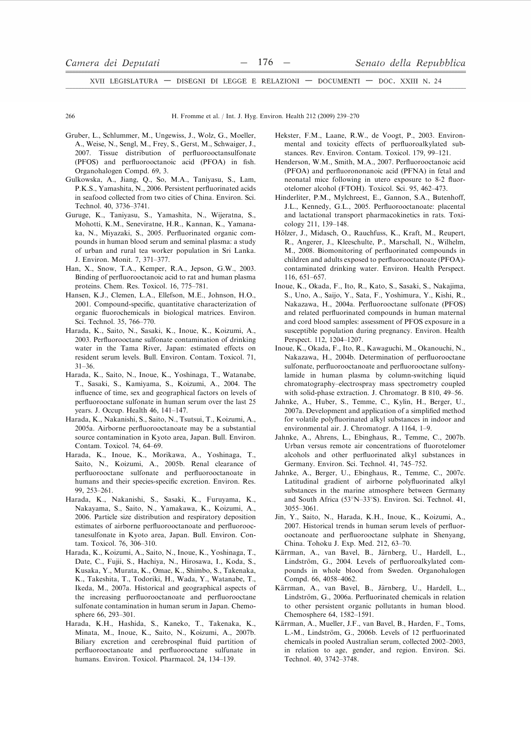Gruber, L., Schlummer, M., Ungewiss, J., Wolz, G., Moeller, A., Weise, N., Sengl, M., Frey, S., Gerst, M., Schwaiger, J., 2007. Tissue distribution of perfluorooctansulfonate (PFOS) and perfluorooctanoic acid (PFOA) in fish. Organohalogen Compd. 69, 3.

Gulkowska, A., Jiang, Q., So, M.A., Taniyasu, S., Lam, P.K.S., Yamashita, N., 2006. Persistent perfluorinated acids in seafood collected from two cities of China. Environ. Sci. Technol. 40, 3736–3741.

Guruge, K., Taniyasu, S., Yamashita, N., Wijeratna, S., Mohotti, K.M., Seneviratne, H.R., Kannan, K., Yamanaka, N., Miyazaki, S., 2005. Perfluorinated organic compounds in human blood serum and seminal plasma: a study of urban and rural tea worker population in Sri Lanka. J. Environ. Monit. 7, 371–377.

Han, X., Snow, T.A., Kemper, R.A., Jepson, G.W., 2003. Binding of perfluorooctanoic acid to rat and human plasma proteins. Chem. Res. Toxicol. 16, 775–781.

Hansen, K.J., Clemen, L.A., Ellefson, M.E., Johnson, H.O., 2001. Compound-specific, quantitative characterization of organic fluorochemicals in biological matrices. Environ. Sci. Technol. 35, 766–770.

Harada, K., Saito, N., Sasaki, K., Inoue, K., Koizumi, A., 2003. Perfluorooctane sulfonate contamination of drinking water in the Tama River, Japan: estimated effects on resident serum levels. Bull. Environ. Contam. Toxicol. 71, 31–36.

Harada, K., Saito, N., Inoue, K., Yoshinaga, T., Watanabe, T., Sasaki, S., Kamiyama, S., Koizumi, A., 2004. The influence of time, sex and geographical factors on levels of perfluorooctane sulfonate in human serum over the last 25 years. J. Occup. Health 46, 141–147.

Harada, K., Nakanishi, S., Saito, N., Tsutsui, T., Koizumi, A., 2005a. Airborne perfluorooctanoate may be a substantial source contamination in Kyoto area, Japan. Bull. Environ. Contam. Toxicol. 74, 64–69.

Harada, K., Inoue, K., Morikawa, A., Yoshinaga, T., Saito, N., Koizumi, A., 2005b. Renal clearance of perfluorooctane sulfonate and perfluorooctanoate in humans and their species-specific excretion. Environ. Res. 99, 253–261.

Harada, K., Nakanishi, S., Sasaki, K., Furuyama, K., Nakayama, S., Saito, N., Yamakawa, K., Koizumi, A., 2006. Particle size distribution and respiratory deposition estimates of airborne perfluorooctanoate and perfluorooctanesulfonate in Kyoto area, Japan. Bull. Environ. Contam. Toxicol. 76, 306–310.

Harada, K., Koizumi, A., Saito, N., Inoue, K., Yoshinaga, T., Date, C., Fujii, S., Hachiya, N., Hirosawa, I., Koda, S., Kusaka, Y., Murata, K., Omae, K., Shimbo, S., Takenaka, K., Takeshita, T., Todoriki, H., Wada, Y., Watanabe, T., Ikeda, M., 2007a. Historical and geographical aspects of the increasing perfluorooctanoate and perfluorooctane sulfonate contamination in human serum in Japan. Chemosphere 66, 293–301.

Harada, K.H., Hashida, S., Kaneko, T., Takenaka, K., Minata, M., Inoue, K., Saito, N., Koizumi, A., 2007b. Biliary excretion and cerebrospinal fluid partition of perfluorooctanoate and perfluorooctane sulfonate in humans. Environ. Toxicol. Pharmacol. 24, 134–139.

Hekster, F.M., Laane, R.W., de Voogt, P., 2003. Environmental and toxicity effects of perfluoroalkylated substances. Rev. Environ. Contam. Toxicol. 179, 99–121.

Henderson, W.M., Smith, M.A., 2007. Perfluorooctanoic acid (PFOA) and perfluorononanoic acid (PFNA) in fetal and neonatal mice following in utero exposure to 8-2 fluorotelomer alcohol (FTOH). Toxicol. Sci. 95, 462–473.

Hinderliter, P.M., Mylchreest, E., Gannon, S.A., Butenhoff, J.L., Kennedy, G.L., 2005. Perfluorooctanoate: placental and lactational transport pharmacokinetics in rats. Toxicology 211, 139–148.

Hölzer, J., Midasch, O., Rauchfuss, K., Kraft, M., Reupert, R., Angerer, J., Kleeschulte, P., Marschall, N., Wilhelm, M., 2008. Biomonitoring of perfluorinated compounds in children and adults exposed to perfluorooctanoate (PFOA)-contaminated drinking water. Environ. Health Perspect. 116, 651–657.

Inoue, K., Okada, F., Ito, R., Kato, S., Sasaki, S., Nakajima, S., Uno, A., Saijo, Y., Sata, F., Yoshimura, Y., Kishi, R., Nakazawa, H., 2004a. Perfluorooctane sulfonate (PFOS) and related perfluorinated compounds in human maternal and cord blood samples: assessment of PFOS exposure in a susceptible population during pregnancy. Environ. Health Perspect. 112, 1204–1207.

Inoue, K., Okada, F., Ito, R., Kawaguchi, M., Okanouchi, N., Nakazawa, H., 2004b. Determination of perfluorooctane sulfonate, perfluorooctanoate and perfluorooctane sulfonylamide in human plasma by column-switching liquid chromatography–electrospray mass spectrometry coupled with solid-phase extraction. J. Chromatogr. B 810, 49–56.

Jahnke, A., Huber, S., Temme, C., Kylin, H., Berger, U., 2007a. Development and application of a simplified method for volatile polyfluorinated alkyl substances in indoor and environmental air. J. Chromatogr. A 1164, 1–9.

Jahnke, A., Ahrens, L., Ebinghaus, R., Temme, C., 2007b. Urban versus remote air concentrations of fluorotelomer alcohols and other perfluorinated alkyl substances in Germany. Environ. Sci. Technol. 41, 745–752.

Jahnke, A., Berger, U., Ebinghaus, R., Temme, C., 2007c. Latitudinal gradient of airborne polyfluorinated alkyl substances in the marine atmosphere between Germany and South Africa (53°N–33°S). Environ. Sci. Technol. 41, 3055–3061.

Jin, Y., Saito, N., Harada, K.H., Inoue, K., Koizumi, A., 2007. Historical trends in human serum levels of perfluorooctanoate and perfluorooctane sulphate in Shenyang, China. Tohoku J. Exp. Med. 212, 63–70.

Kärrman, A., van Bavel, B., Järnberg, U., Hardell, L., Lindström, G., 2004. Levels of perfluoroalkylated compounds in whole blood from Sweden. Organohalogen Compd. 66, 4058–4062.

Kärrman, A., van Bavel, B., Järnberg, U., Hardell, L., Lindström, G., 2006a. Perfluorinated chemicals in relation to other persistent organic pollutants in human blood. Chemosphere 64, 1582–1591.

Kärrman, A., Mueller, J.F., van Bavel, B., Harden, F., Toms, L.-M., Lindström, G., 2006b. Levels of 12 perfluorinated chemicals in pooled Australian serum, collected 2002–2003, in relation to age, gender, and region. Environ. Sci. Technol. 40, 3742–3748.